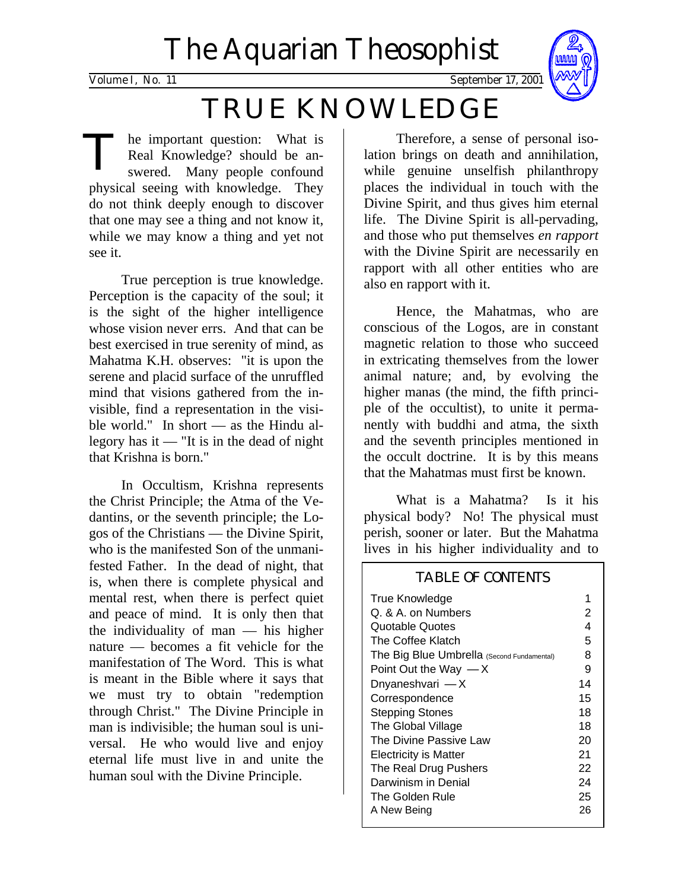# The Aquarian Theosophist

Volume I, No. 11 September 17, 2001

# TRUE KNOWLEDGE

The important question: What is Real Knowledge? should be answered. Many people confound physical seeing with knowledge. They do not think deeply enough to discover that one may see a thing and not know it, while we may know a thing and yet not see it.

True perception is true knowledge. Perception is the capacity of the soul; it is the sight of the higher intelligence whose vision never errs. And that can be best exercised in true serenity of mind, as Mahatma K.H. observes: "it is upon the serene and placid surface of the unruffled mind that visions gathered from the invisible, find a representation in the visible world." In short — as the Hindu allegory has it — "It is in the dead of night that Krishna is born."

In Occultism, Krishna represents the Christ Principle; the Atma of the Vedantins, or the seventh principle; the Logos of the Christians — the Divine Spirit, who is the manifested Son of the unmanifested Father. In the dead of night, that is, when there is complete physical and mental rest, when there is perfect quiet and peace of mind. It is only then that the individuality of man — his higher nature — becomes a fit vehicle for the manifestation of The Word. This is what is meant in the Bible where it says that we must try to obtain "redemption through Christ." The Divine Principle in man is indivisible; the human soul is universal. He who would live and enjoy eternal life must live in and unite the human soul with the Divine Principle.

Therefore, a sense of personal isolation brings on death and annihilation, while genuine unselfish philanthropy places the individual in touch with the Divine Spirit, and thus gives him eternal life. The Divine Spirit is all-pervading, and those who put themselves *en rapport* with the Divine Spirit are necessarily en rapport with all other entities who are also en rapport with it.

Hence, the Mahatmas, who are conscious of the Logos, are in constant magnetic relation to those who succeed in extricating themselves from the lower animal nature; and, by evolving the higher manas (the mind, the fifth principle of the occultist), to unite it permanently with buddhi and atma, the sixth and the seventh principles mentioned in the occult doctrine. It is by this means that the Mahatmas must first be known.

What is a Mahatma? Is it his physical body? No! The physical must perish, sooner or later. But the Mahatma lives in his higher individuality and to

## TABLE OF CONTENTS

| | |
|---|---|
| True Knowledge | 1 |
| Q. & A. on Numbers | 2 |
| Quotable Quotes | 4 |
| The Coffee Klatch | 5 |
| The Big Blue Umbrella (Second Fundamental) | 8 |
| Point Out the Way — X | 9 |
| Dnyaneshvari — X | 14 |
| Correspondence | 15 |
| Stepping Stones | 18 |
| The Global Village | 18 |
| The Divine Passive Law | 20 |
| Electricity is Matter | 21 |
| The Real Drug Pushers | 22 |
| Darwinism in Denial | 24 |
| The Golden Rule | 25 |
| A New Being | 26 |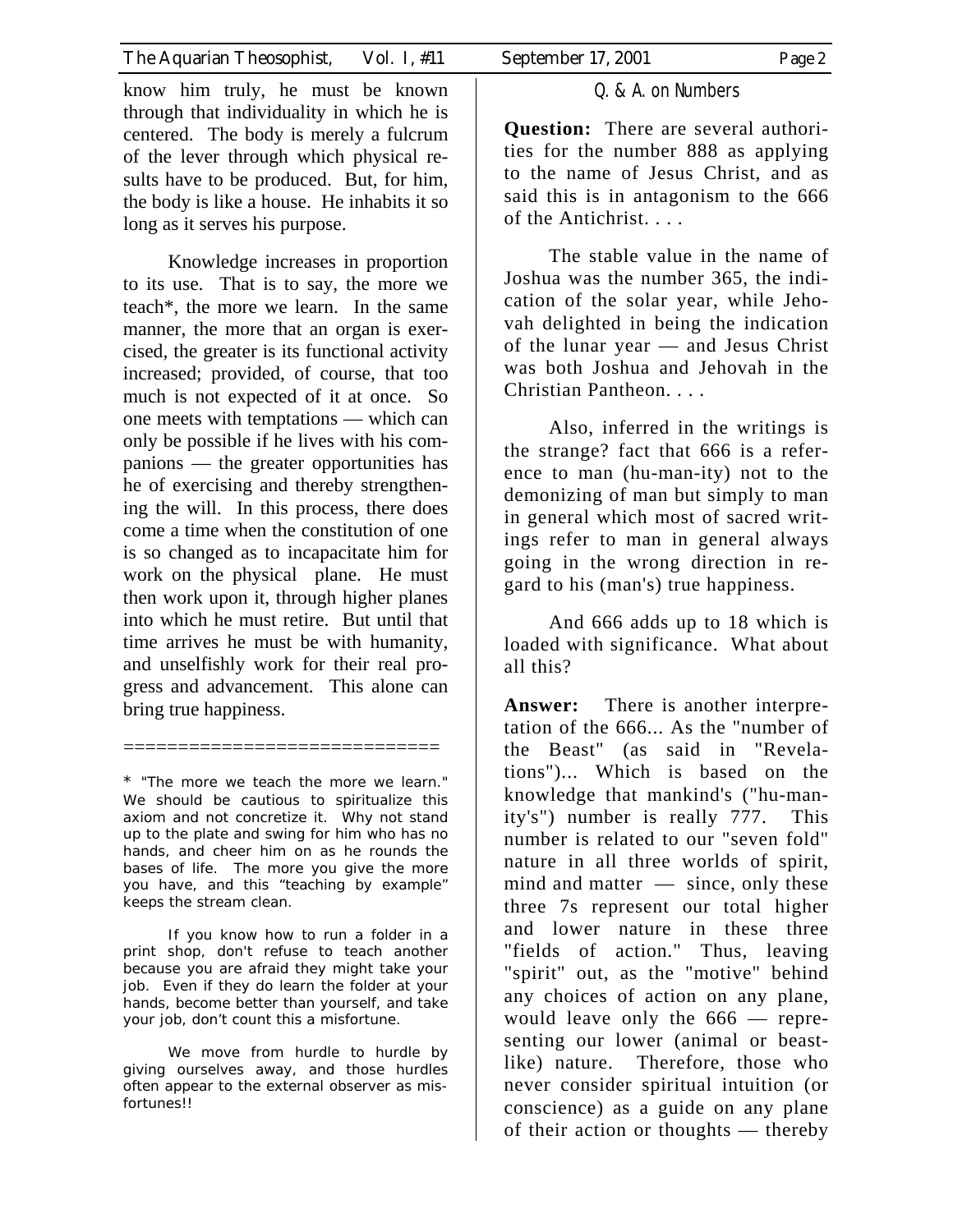know him truly, he must be known through that individuality in which he is centered. The body is merely a fulcrum of the lever through which physical results have to be produced. But, for him, the body is like a house. He inhabits it so long as it serves his purpose.

Knowledge increases in proportion to its use. That is to say, the more we teach*, the more we learn. In the same manner, the more that an organ is exercised, the greater is its functional activity increased; provided, of course, that too much is not expected of it at once. So one meets with temptations — which can only be possible if he lives with his companions — the greater opportunities has he of exercising and thereby strengthening the will. In this process, there does come a time when the constitution of one is so changed as to incapacitate him for work on the physical plane. He must then work upon it, through higher planes into which he must retire. But until that time arrives he must be with humanity, and unselfishly work for their real progress and advancement. This alone can bring true happiness.

============================

* "The more we teach the more we learn." We should be cautious to spiritualize this axiom and not concretize it. Why not stand up to the plate and swing for him who has no hands, and cheer him on as he rounds the bases of life. The more you give the more you have, and this "teaching by example" keeps the stream clean.

If you know how to run a folder in a print shop, don't refuse to teach another because you are afraid they might take your job. Even if they do learn the folder at your hands, become better than yourself, and take your job, don't count this a misfortune.

We move from hurdle to hurdle by giving ourselves away, and those hurdles often appear to the external observer as misfortunes!!

## Q. & A. on Numbers

**Question:** There are several authorities for the number 888 as applying to the name of Jesus Christ, and as said this is in antagonism to the 666 of the Antichrist. . . .

The stable value in the name of Joshua was the number 365, the indication of the solar year, while Jehovah delighted in being the indication of the lunar year — and Jesus Christ was both Joshua and Jehovah in the Christian Pantheon. . . .

Also, inferred in the writings is the strange? fact that 666 is a reference to man (hu-man-ity) not to the demonizing of man but simply to man in general which most of sacred writings refer to man in general always going in the wrong direction in regard to his (man's) true happiness.

And 666 adds up to 18 which is loaded with significance. What about all this?

**Answer:** There is another interpretation of the 666... As the "number of the Beast" (as said in "Revelations")... Which is based on the knowledge that mankind's ("hu-man-ity's") number is really 777. This number is related to our "seven fold" nature in all three worlds of spirit, mind and matter — since, only these three 7s represent our total higher and lower nature in these three "fields of action." Thus, leaving "spirit" out, as the "motive" behind any choices of action on any plane, would leave only the 666 — representing our lower (animal or beast-like) nature. Therefore, those who never consider spiritual intuition (or conscience) as a guide on any plane of their action or thoughts — thereby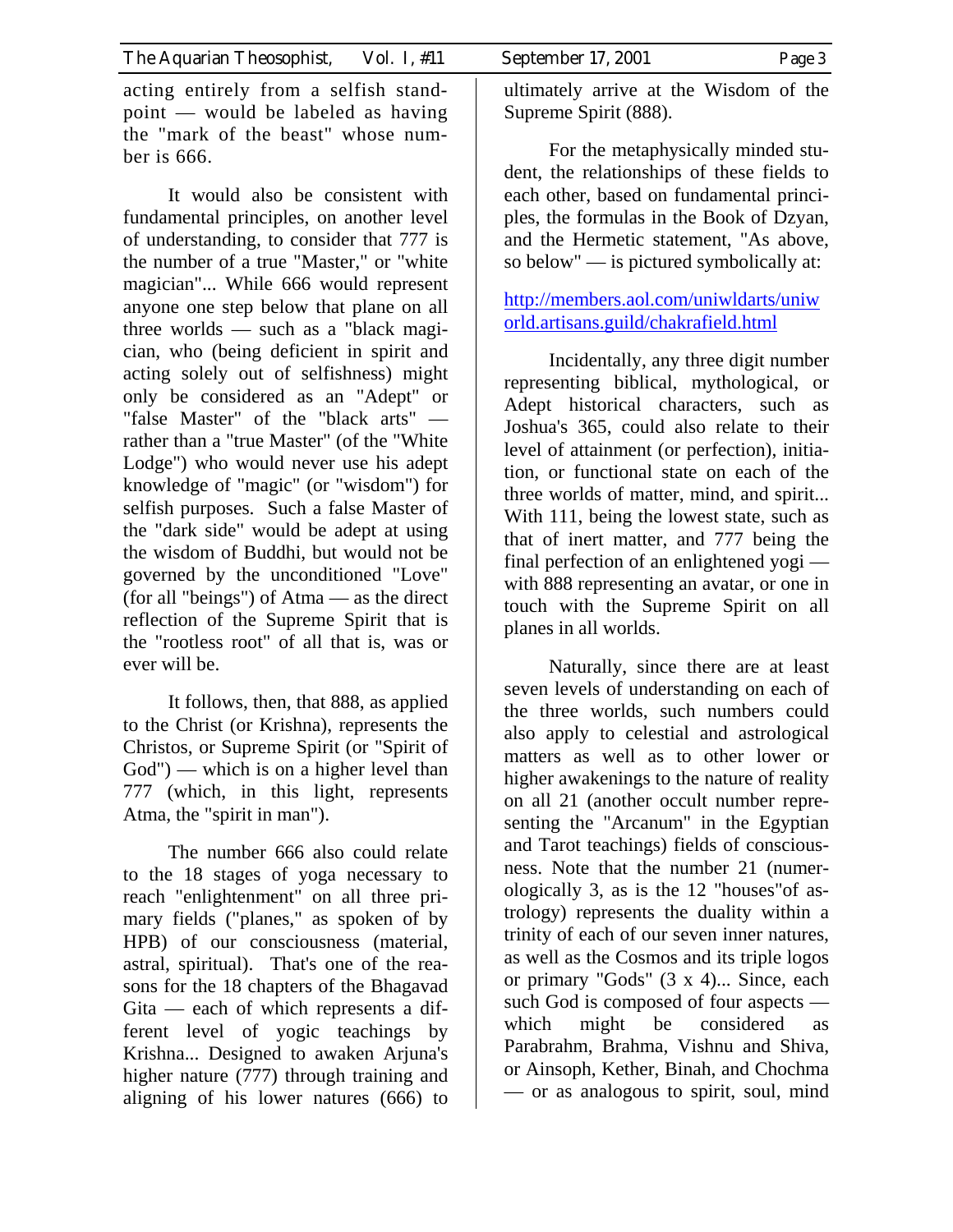acting entirely from a selfish standpoint — would be labeled as having the "mark of the beast" whose number is 666.

It would also be consistent with fundamental principles, on another level of understanding, to consider that 777 is the number of a true "Master," or "white magician"... While 666 would represent anyone one step below that plane on all three worlds — such as a "black magician, who (being deficient in spirit and acting solely out of selfishness) might only be considered as an "Adept" or "false Master" of the "black arts" — rather than a "true Master" (of the "White Lodge") who would never use his adept knowledge of "magic" (or "wisdom") for selfish purposes. Such a false Master of the "dark side" would be adept at using the wisdom of Buddhi, but would not be governed by the unconditioned "Love" (for all "beings") of Atma — as the direct reflection of the Supreme Spirit that is the "rootless root" of all that is, was or ever will be.

It follows, then, that 888, as applied to the Christ (or Krishna), represents the Christos, or Supreme Spirit (or "Spirit of God") — which is on a higher level than 777 (which, in this light, represents Atma, the "spirit in man").

The number 666 also could relate to the 18 stages of yoga necessary to reach "enlightenment" on all three primary fields ("planes," as spoken of by HPB) of our consciousness (material, astral, spiritual). That's one of the reasons for the 18 chapters of the Bhagavad Gita — each of which represents a different level of yogic teachings by Krishna... Designed to awaken Arjuna's higher nature (777) through training and aligning of his lower natures (666) to ultimately arrive at the Wisdom of the Supreme Spirit (888).

For the metaphysically minded student, the relationships of these fields to each other, based on fundamental principles, the formulas in the Book of Dzyan, and the Hermetic statement, "As above, so below" — is pictured symbolically at:

http://members.aol.com/uniwldarts/uniworld.artisans.guild/chakrafield.html

Incidentally, any three digit number representing biblical, mythological, or Adept historical characters, such as Joshua's 365, could also relate to their level of attainment (or perfection), initiation, or functional state on each of the three worlds of matter, mind, and spirit... With 111, being the lowest state, such as that of inert matter, and 777 being the final perfection of an enlightened yogi — with 888 representing an avatar, or one in touch with the Supreme Spirit on all planes in all worlds.

Naturally, since there are at least seven levels of understanding on each of the three worlds, such numbers could also apply to celestial and astrological matters as well as to other lower or higher awakenings to the nature of reality on all 21 (another occult number representing the "Arcanum" in the Egyptian and Tarot teachings) fields of consciousness. Note that the number 21 (numerologically 3, as is the 12 "houses"of astrology) represents the duality within a trinity of each of our seven inner natures, as well as the Cosmos and its triple logos or primary "Gods" (3 x 4)... Since, each such God is composed of four aspects — which might be considered as Parabrahm, Brahma, Vishnu and Shiva, or Ainsoph, Kether, Binah, and Chochma — or as analogous to spirit, soul, mind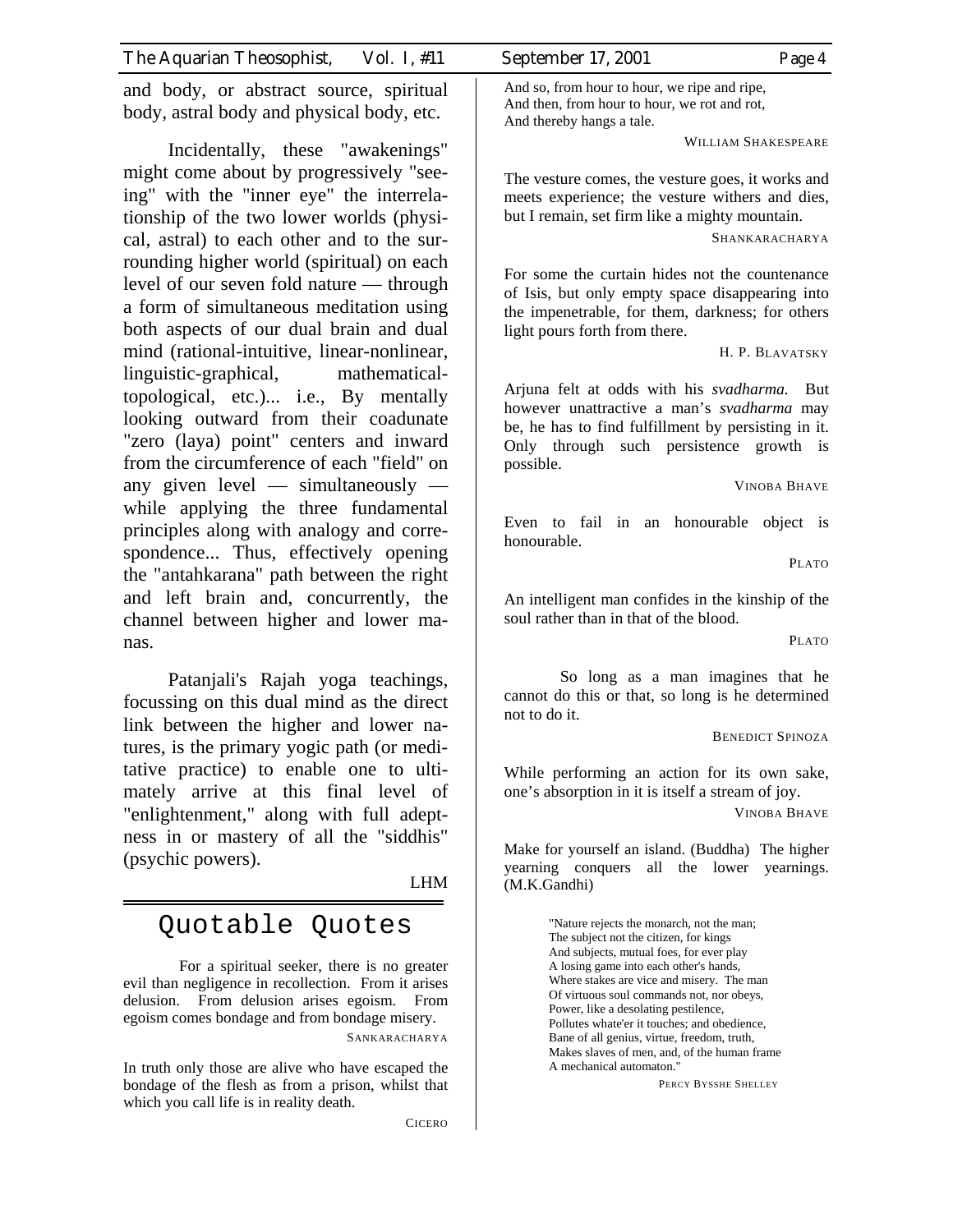and body, or abstract source, spiritual body, astral body and physical body, etc.

Incidentally, these "awakenings" might come about by progressively "seeing" with the "inner eye" the interrelationship of the two lower worlds (physical, astral) to each other and to the surrounding higher world (spiritual) on each level of our seven fold nature — through a form of simultaneous meditation using both aspects of our dual brain and dual mind (rational-intuitive, linear-nonlinear, linguistic-graphical, mathematical-topological, etc.)... i.e., By mentally looking outward from their coadunate "zero (laya) point" centers and inward from the circumference of each "field" on any given level — simultaneously — while applying the three fundamental principles along with analogy and correspondence... Thus, effectively opening the "antahkarana" path between the right and left brain and, concurrently, the channel between higher and lower manas.

Patanjali's Rajah yoga teachings, focussing on this dual mind as the direct link between the higher and lower natures, is the primary yogic path (or meditative practice) to enable one to ultimately arrive at this final level of "enlightenment," along with full adeptness in or mastery of all the "siddhis" (psychic powers).

LHM

## Quotable Quotes

For a spiritual seeker, there is no greater evil than negligence in recollection. From it arises delusion. From delusion arises egoism. From egoism comes bondage and from bondage misery.

SANKARACHARYA

In truth only those are alive who have escaped the bondage of the flesh as from a prison, whilst that which you call life is in reality death.

CICERO

And so, from hour to hour, we ripe and ripe,
And then, from hour to hour, we rot and rot,
And thereby hangs a tale.

WILLIAM SHAKESPEARE

The vesture comes, the vesture goes, it works and meets experience; the vesture withers and dies, but I remain, set firm like a mighty mountain.

SHANKARACHARYA

For some the curtain hides not the countenance of Isis, but only empty space disappearing into the impenetrable, for them, darkness; for others light pours forth from there.

H. P. BLAVATSKY

Arjuna felt at odds with his *svadharma.* But however unattractive a man's *svadharma* may be, he has to find fulfillment by persisting in it. Only through such persistence growth is possible.

VINOBA BHAVE

Even to fail in an honourable object is honourable.

PLATO

An intelligent man confides in the kinship of the soul rather than in that of the blood.

PLATO

So long as a man imagines that he cannot do this or that, so long is he determined not to do it.

BENEDICT SPINOZA

While performing an action for its own sake, one's absorption in it is itself a stream of joy.

VINOBA BHAVE

Make for yourself an island. (Buddha) The higher yearning conquers all the lower yearnings. (M.K.Gandhi)

"Nature rejects the monarch, not the man;
The subject not the citizen, for kings
And subjects, mutual foes, for ever play
A losing game into each other's hands,
Where stakes are vice and misery. The man
Of virtuous soul commands not, nor obeys,
Power, like a desolating pestilence,
Pollutes whate'er it touches; and obedience,
Bane of all genius, virtue, freedom, truth,
Makes slaves of men, and, of the human frame
A mechanical automaton."

PERCY BYSSHE SHELLEY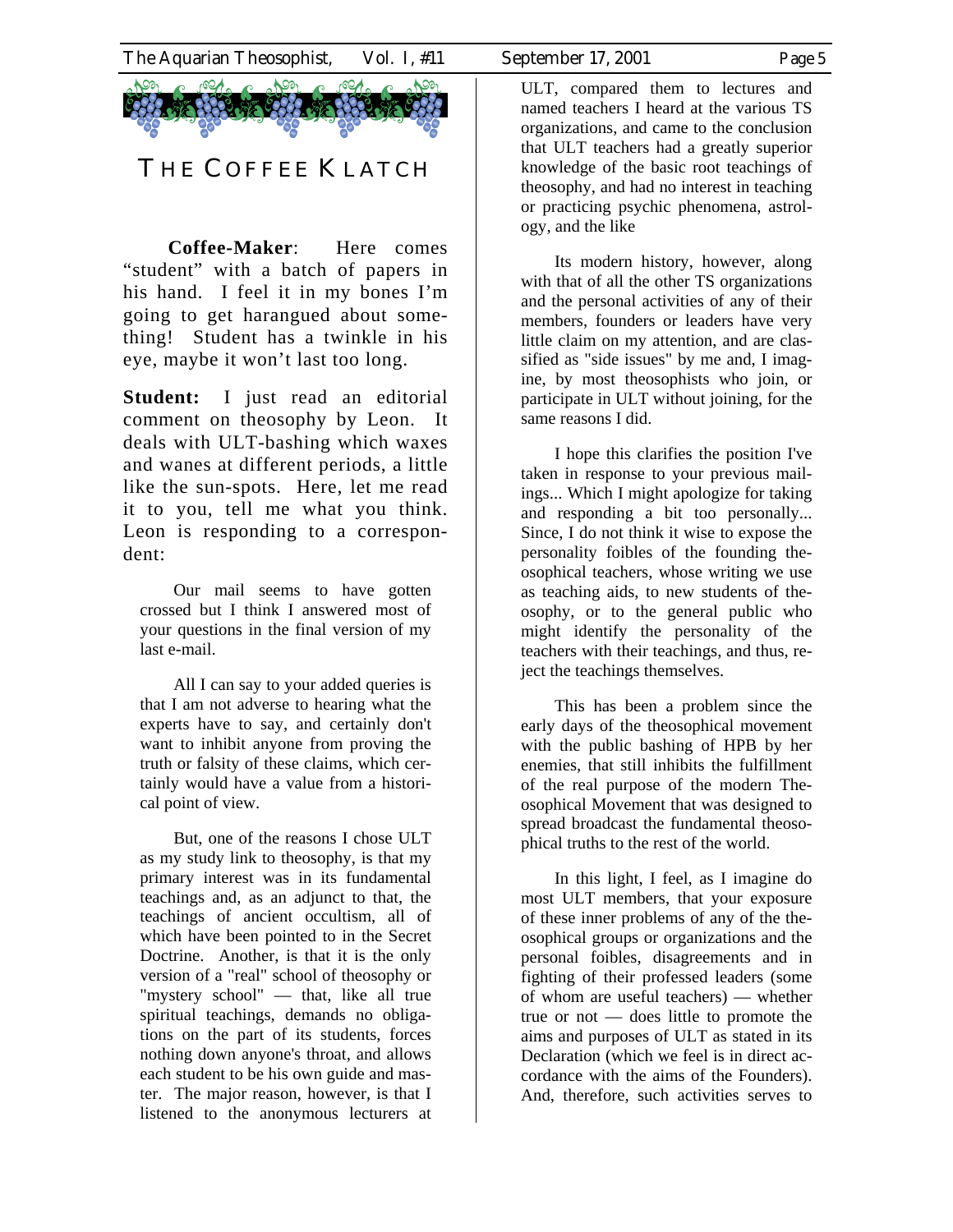# THE COFFEE KLATCH

**Coffee-Maker**: Here comes "student" with a batch of papers in his hand. I feel it in my bones I'm going to get harangued about something! Student has a twinkle in his eye, maybe it won't last too long.

**Student:** I just read an editorial comment on theosophy by Leon. It deals with ULT-bashing which waxes and wanes at different periods, a little like the sun-spots. Here, let me read it to you, tell me what you think. Leon is responding to a correspondent:

> Our mail seems to have gotten crossed but I think I answered most of your questions in the final version of my last e-mail.
>
> All I can say to your added queries is that I am not adverse to hearing what the experts have to say, and certainly don't want to inhibit anyone from proving the truth or falsity of these claims, which certainly would have a value from a historical point of view.
>
> But, one of the reasons I chose ULT as my study link to theosophy, is that my primary interest was in its fundamental teachings and, as an adjunct to that, the teachings of ancient occultism, all of which have been pointed to in the Secret Doctrine. Another, is that it is the only version of a "real" school of theosophy or "mystery school" — that, like all true spiritual teachings, demands no obligations on the part of its students, forces nothing down anyone's throat, and allows each student to be his own guide and master. The major reason, however, is that I listened to the anonymous lecturers at ULT, compared them to lectures and named teachers I heard at the various TS organizations, and came to the conclusion that ULT teachers had a greatly superior knowledge of the basic root teachings of theosophy, and had no interest in teaching or practicing psychic phenomena, astrology, and the like
>
> Its modern history, however, along with that of all the other TS organizations and the personal activities of any of their members, founders or leaders have very little claim on my attention, and are classified as "side issues" by me and, I imagine, by most theosophists who join, or participate in ULT without joining, for the same reasons I did.
>
> I hope this clarifies the position I've taken in response to your previous mailings... Which I might apologize for taking and responding a bit too personally... Since, I do not think it wise to expose the personality foibles of the founding theosophical teachers, whose writing we use as teaching aids, to new students of theosophy, or to the general public who might identify the personality of the teachers with their teachings, and thus, reject the teachings themselves.
>
> This has been a problem since the early days of the theosophical movement with the public bashing of HPB by her enemies, that still inhibits the fulfillment of the real purpose of the modern Theosophical Movement that was designed to spread broadcast the fundamental theosophical truths to the rest of the world.
>
> In this light, I feel, as I imagine do most ULT members, that your exposure of these inner problems of any of the theosophical groups or organizations and the personal foibles, disagreements and in fighting of their professed leaders (some of whom are useful teachers) — whether true or not — does little to promote the aims and purposes of ULT as stated in its Declaration (which we feel is in direct accordance with the aims of the Founders). And, therefore, such activities serves to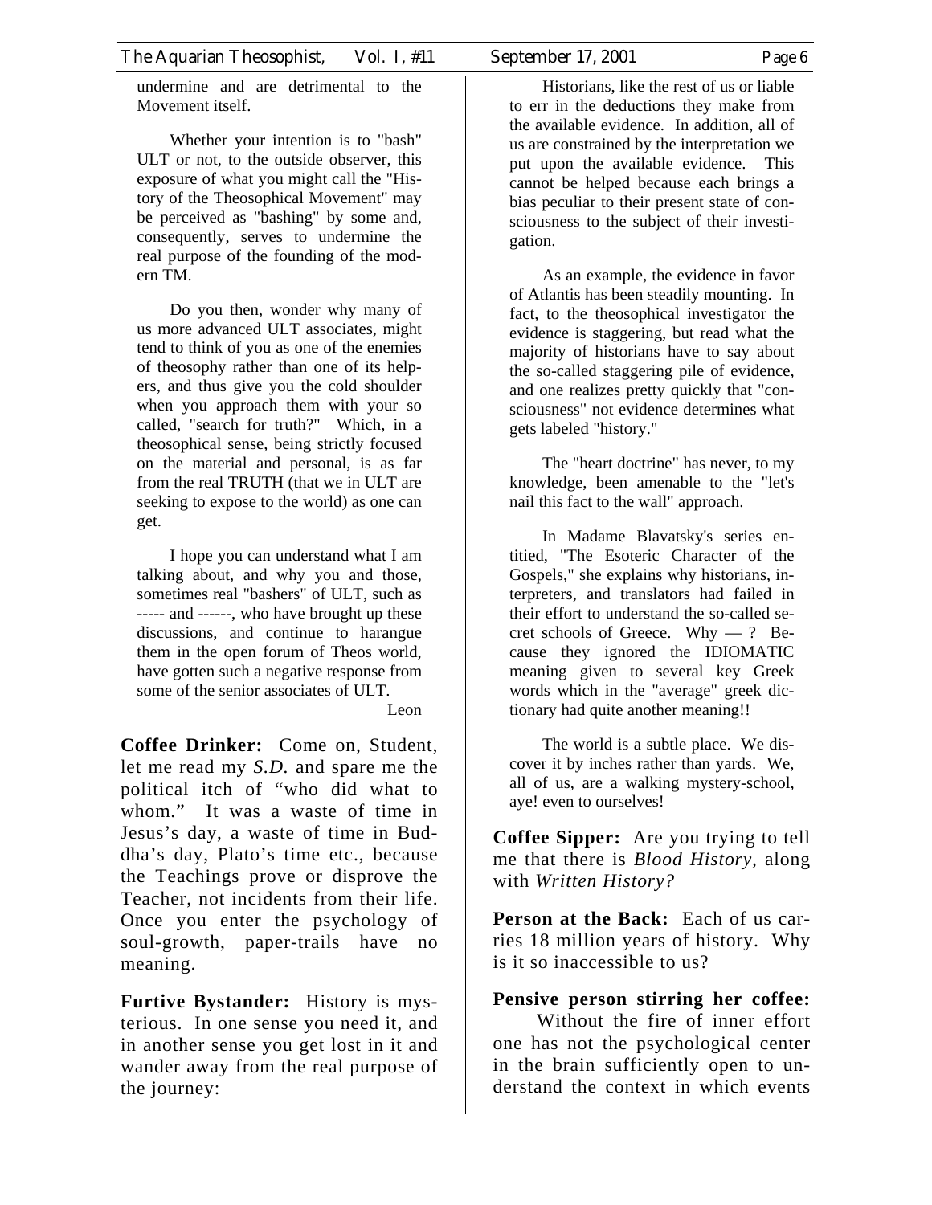undermine and are detrimental to the Movement itself.

Whether your intention is to "bash" ULT or not, to the outside observer, this exposure of what you might call the "History of the Theosophical Movement" may be perceived as "bashing" by some and, consequently, serves to undermine the real purpose of the founding of the modern TM.

Do you then, wonder why many of us more advanced ULT associates, might tend to think of you as one of the enemies of theosophy rather than one of its helpers, and thus give you the cold shoulder when you approach them with your so called, "search for truth?" Which, in a theosophical sense, being strictly focused on the material and personal, is as far from the real TRUTH (that we in ULT are seeking to expose to the world) as one can get.

I hope you can understand what I am talking about, and why you and those, sometimes real "bashers" of ULT, such as ----- and ------, who have brought up these discussions, and continue to harangue them in the open forum of Theos world, have gotten such a negative response from some of the senior associates of ULT.

Leon

**Coffee Drinker:** Come on, Student, let me read my *S.D.* and spare me the political itch of "who did what to whom." It was a waste of time in Jesus's day, a waste of time in Buddha's day, Plato's time etc., because the Teachings prove or disprove the Teacher, not incidents from their life. Once you enter the psychology of soul-growth, paper-trails have no meaning.

**Furtive Bystander:** History is mysterious. In one sense you need it, and in another sense you get lost in it and wander away from the real purpose of the journey:

Historians, like the rest of us or liable to err in the deductions they make from the available evidence. In addition, all of us are constrained by the interpretation we put upon the available evidence. This cannot be helped because each brings a bias peculiar to their present state of consciousness to the subject of their investigation.

As an example, the evidence in favor of Atlantis has been steadily mounting. In fact, to the theosophical investigator the evidence is staggering, but read what the majority of historians have to say about the so-called staggering pile of evidence, and one realizes pretty quickly that "consciousness" not evidence determines what gets labeled "history."

The "heart doctrine" has never, to my knowledge, been amenable to the "let's nail this fact to the wall" approach.

In Madame Blavatsky's series entitied, "The Esoteric Character of the Gospels," she explains why historians, interpreters, and translators had failed in their effort to understand the so-called secret schools of Greece. Why — ? Because they ignored the IDIOMATIC meaning given to several key Greek words which in the "average" greek dictionary had quite another meaning!!

The world is a subtle place. We discover it by inches rather than yards. We, all of us, are a walking mystery-school, aye! even to ourselves!

**Coffee Sipper:** Are you trying to tell me that there is *Blood History,* along with *Written History?*

**Person at the Back:** Each of us carries 18 million years of history. Why is it so inaccessible to us?

**Pensive person stirring her coffee:** Without the fire of inner effort one has not the psychological center in the brain sufficiently open to understand the context in which events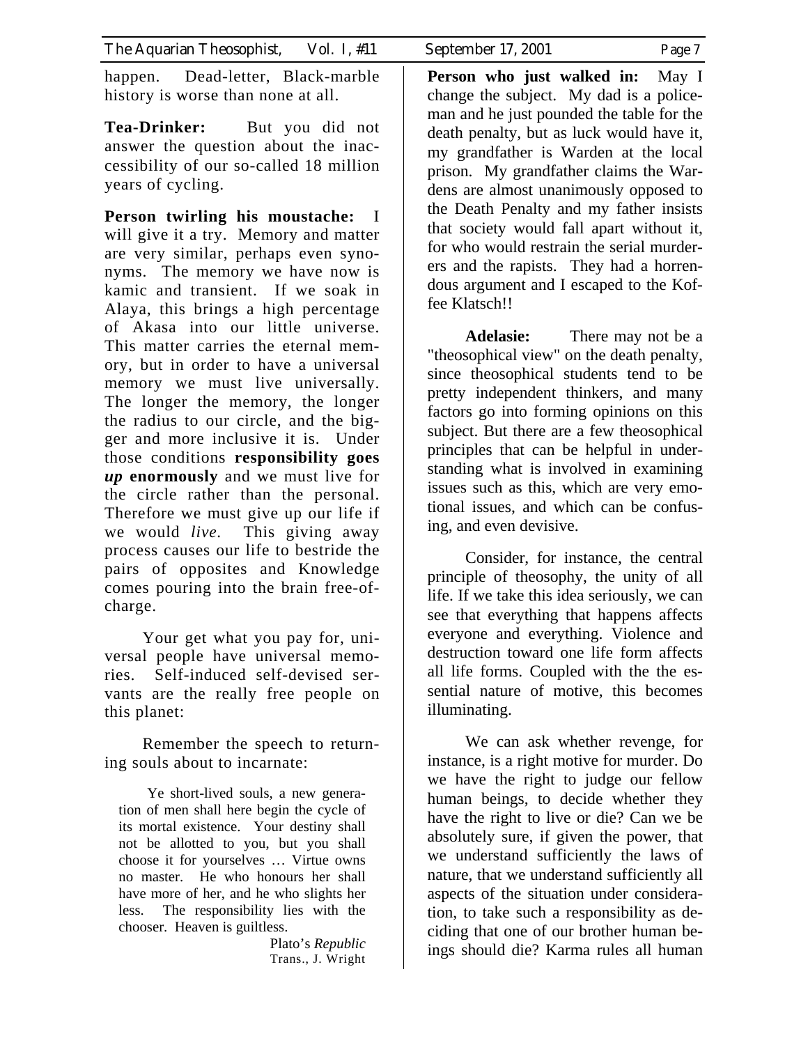happen. Dead-letter, Black-marble history is worse than none at all.

**Tea-Drinker:** But you did not answer the question about the inaccessibility of our so-called 18 million years of cycling.

**Person twirling his moustache:** I will give it a try. Memory and matter are very similar, perhaps even synonyms. The memory we have now is kamic and transient. If we soak in Alaya, this brings a high percentage of Akasa into our little universe. This matter carries the eternal memory, but in order to have a universal memory we must live universally. The longer the memory, the longer the radius to our circle, and the bigger and more inclusive it is. Under those conditions **responsibility goes *up* enormously** and we must live for the circle rather than the personal. Therefore we must give up our life if we would *live.* This giving away process causes our life to bestride the pairs of opposites and Knowledge comes pouring into the brain free-of-charge.

Your get what you pay for, universal people have universal memories. Self-induced self-devised servants are the really free people on this planet:

Remember the speech to returning souls about to incarnate:

> Ye short-lived souls, a new generation of men shall here begin the cycle of its mortal existence. Your destiny shall not be allotted to you, but you shall choose it for yourselves … Virtue owns no master. He who honours her shall have more of her, and he who slights her less. The responsibility lies with the chooser. Heaven is guiltless.
>
> Plato's *Republic*
> Trans., J. Wright

**Person who just walked in:** May I change the subject. My dad is a policeman and he just pounded the table for the death penalty, but as luck would have it, my grandfather is Warden at the local prison. My grandfather claims the Wardens are almost unanimously opposed to the Death Penalty and my father insists that society would fall apart without it, for who would restrain the serial murderers and the rapists. They had a horrendous argument and I escaped to the Koffee Klatsch!!

**Adelasie:** There may not be a "theosophical view" on the death penalty, since theosophical students tend to be pretty independent thinkers, and many factors go into forming opinions on this subject. But there are a few theosophical principles that can be helpful in understanding what is involved in examining issues such as this, which are very emotional issues, and which can be confusing, and even devisive.

Consider, for instance, the central principle of theosophy, the unity of all life. If we take this idea seriously, we can see that everything that happens affects everyone and everything. Violence and destruction toward one life form affects all life forms. Coupled with the the essential nature of motive, this becomes illuminating.

We can ask whether revenge, for instance, is a right motive for murder. Do we have the right to judge our fellow human beings, to decide whether they have the right to live or die? Can we be absolutely sure, if given the power, that we understand sufficiently the laws of nature, that we understand sufficiently all aspects of the situation under consideration, to take such a responsibility as deciding that one of our brother human beings should die? Karma rules all human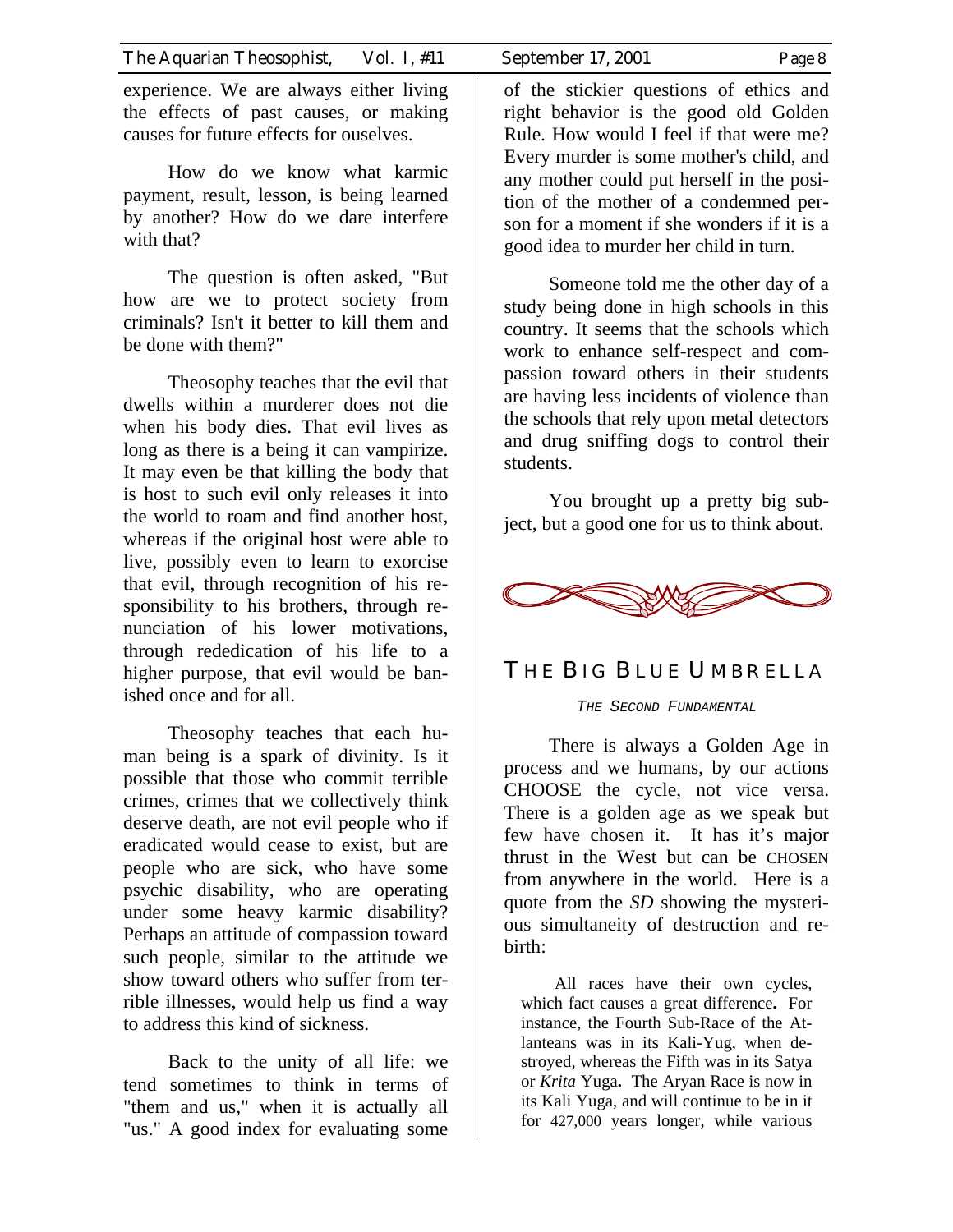experience. We are always either living the effects of past causes, or making causes for future effects for ouselves.

How do we know what karmic payment, result, lesson, is being learned by another? How do we dare interfere with that?

The question is often asked, "But how are we to protect society from criminals? Isn't it better to kill them and be done with them?"

Theosophy teaches that the evil that dwells within a murderer does not die when his body dies. That evil lives as long as there is a being it can vampirize. It may even be that killing the body that is host to such evil only releases it into the world to roam and find another host, whereas if the original host were able to live, possibly even to learn to exorcise that evil, through recognition of his responsibility to his brothers, through renunciation of his lower motivations, through rededication of his life to a higher purpose, that evil would be banished once and for all.

Theosophy teaches that each human being is a spark of divinity. Is it possible that those who commit terrible crimes, crimes that we collectively think deserve death, are not evil people who if eradicated would cease to exist, but are people who are sick, who have some psychic disability, who are operating under some heavy karmic disability? Perhaps an attitude of compassion toward such people, similar to the attitude we show toward others who suffer from terrible illnesses, would help us find a way to address this kind of sickness.

Back to the unity of all life: we tend sometimes to think in terms of "them and us," when it is actually all "us." A good index for evaluating some of the stickier questions of ethics and right behavior is the good old Golden Rule. How would I feel if that were me? Every murder is some mother's child, and any mother could put herself in the position of the mother of a condemned person for a moment if she wonders if it is a good idea to murder her child in turn.

Someone told me the other day of a study being done in high schools in this country. It seems that the schools which work to enhance self-respect and compassion toward others in their students are having less incidents of violence than the schools that rely upon metal detectors and drug sniffing dogs to control their students.

You brought up a pretty big subject, but a good one for us to think about.

## THE BIG BLUE UMBRELLA

*THE SECOND FUNDAMENTAL*

There is always a Golden Age in process and we humans, by our actions CHOOSE the cycle, not vice versa. There is a golden age as we speak but few have chosen it. It has it's major thrust in the West but can be CHOSEN from anywhere in the world. Here is a quote from the *SD* showing the mysterious simultaneity of destruction and rebirth:

> All races have their own cycles, which fact causes a great difference**.** For instance, the Fourth Sub-Race of the Atlanteans was in its Kali-Yug, when destroyed, whereas the Fifth was in its Satya or *Krita* Yuga**.** The Aryan Race is now in its Kali Yuga, and will continue to be in it for 427,000 years longer, while various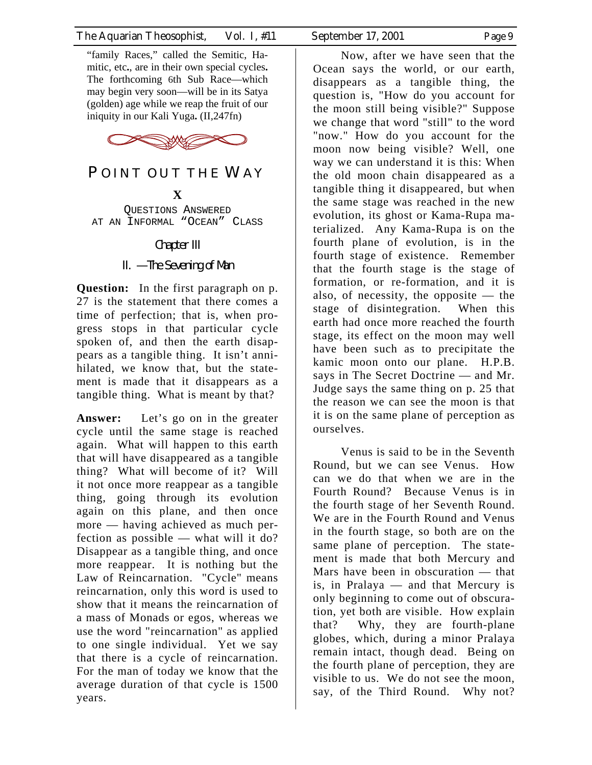"family Races," called the Semitic, Hamitic, etc., are in their own special cycles. The forthcoming 6th Sub Race—which may begin very soon—will be in its Satya (golden) age while we reap the fruit of our iniquity in our Kali Yuga. (II,247fn)

# POINT OUT THE WAY

## X

QUESTIONS ANSWERED AT AN INFORMAL "OCEAN" CLASS

### Chapter III

### II. —The Sevening of Man

**Question:** In the first paragraph on p. 27 is the statement that there comes a time of perfection; that is, when progress stops in that particular cycle spoken of, and then the earth disappears as a tangible thing. It isn't annihilated, we know that, but the statement is made that it disappears as a tangible thing. What is meant by that?

**Answer:** Let's go on in the greater cycle until the same stage is reached again. What will happen to this earth that will have disappeared as a tangible thing? What will become of it? Will it not once more reappear as a tangible thing, going through its evolution again on this plane, and then once more — having achieved as much perfection as possible — what will it do? Disappear as a tangible thing, and once more reappear. It is nothing but the Law of Reincarnation. "Cycle" means reincarnation, only this word is used to show that it means the reincarnation of a mass of Monads or egos, whereas we use the word "reincarnation" as applied to one single individual. Yet we say that there is a cycle of reincarnation. For the man of today we know that the average duration of that cycle is 1500 years.

Now, after we have seen that the Ocean says the world, or our earth, disappears as a tangible thing, the question is, "How do you account for the moon still being visible?" Suppose we change that word "still" to the word "now." How do you account for the moon now being visible? Well, one way we can understand it is this: When the old moon chain disappeared as a tangible thing it disappeared, but when the same stage was reached in the new evolution, its ghost or Kama-Rupa materialized. Any Kama-Rupa is on the fourth plane of evolution, is in the fourth stage of existence. Remember that the fourth stage is the stage of formation, or re-formation, and it is also, of necessity, the opposite — the stage of disintegration. When this earth had once more reached the fourth stage, its effect on the moon may well have been such as to precipitate the kamic moon onto our plane. H.P.B. says in The Secret Doctrine — and Mr. Judge says the same thing on p. 25 that the reason we can see the moon is that it is on the same plane of perception as ourselves.

Venus is said to be in the Seventh Round, but we can see Venus. How can we do that when we are in the Fourth Round? Because Venus is in the fourth stage of her Seventh Round. We are in the Fourth Round and Venus in the fourth stage, so both are on the same plane of perception. The statement is made that both Mercury and Mars have been in obscuration — that is, in Pralaya — and that Mercury is only beginning to come out of obscuration, yet both are visible. How explain that? Why, they are fourth-plane globes, which, during a minor Pralaya remain intact, though dead. Being on the fourth plane of perception, they are visible to us. We do not see the moon, say, of the Third Round. Why not?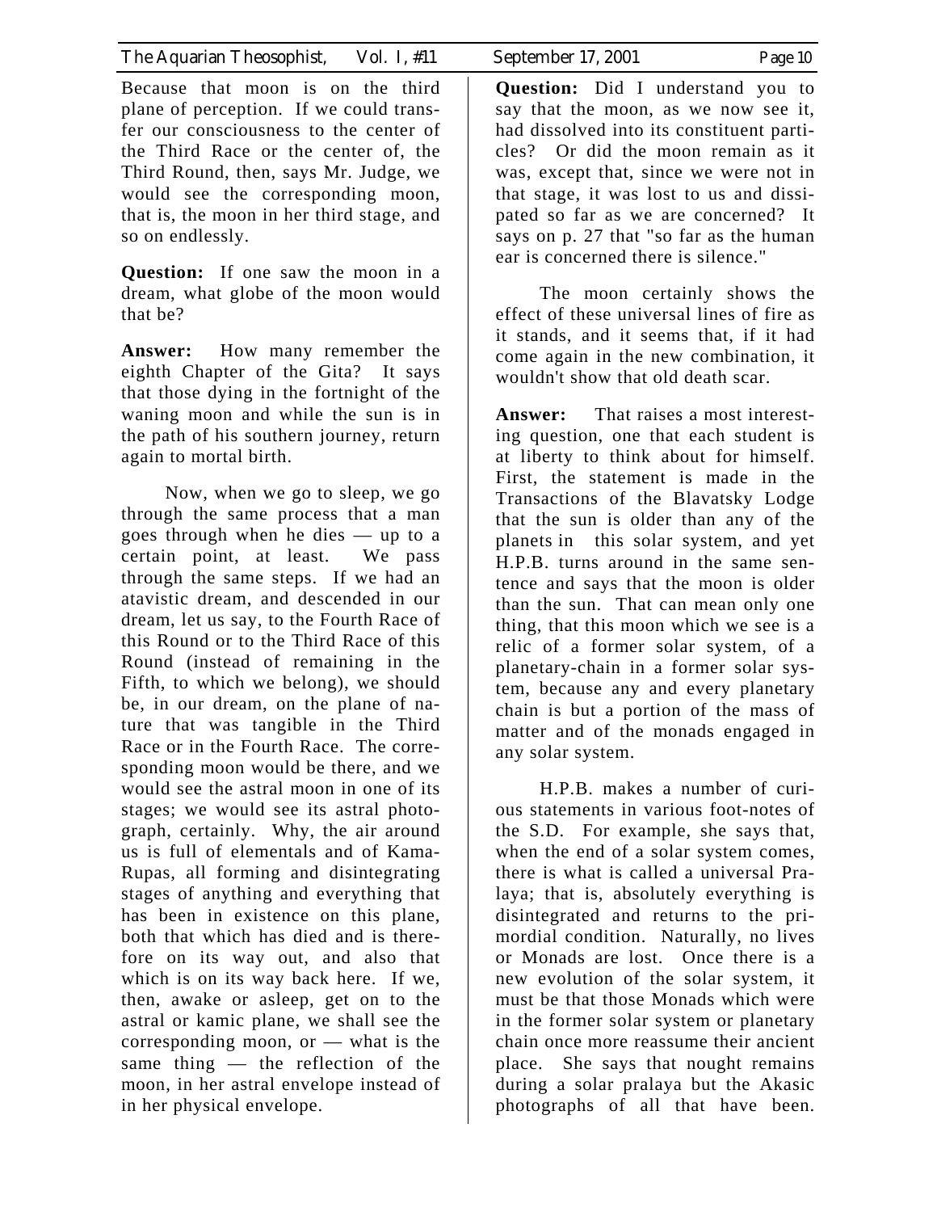Because that moon is on the third plane of perception. If we could transfer our consciousness to the center of the Third Race or the center of, the Third Round, then, says Mr. Judge, we would see the corresponding moon, that is, the moon in her third stage, and so on endlessly.

**Question:** If one saw the moon in a dream, what globe of the moon would that be?

**Answer:** How many remember the eighth Chapter of the Gita? It says that those dying in the fortnight of the waning moon and while the sun is in the path of his southern journey, return again to mortal birth.

Now, when we go to sleep, we go through the same process that a man goes through when he dies — up to a certain point, at least. We pass through the same steps. If we had an atavistic dream, and descended in our dream, let us say, to the Fourth Race of this Round or to the Third Race of this Round (instead of remaining in the Fifth, to which we belong), we should be, in our dream, on the plane of nature that was tangible in the Third Race or in the Fourth Race. The corresponding moon would be there, and we would see the astral moon in one of its stages; we would see its astral photograph, certainly. Why, the air around us is full of elementals and of Kama-Rupas, all forming and disintegrating stages of anything and everything that has been in existence on this plane, both that which has died and is therefore on its way out, and also that which is on its way back here. If we, then, awake or asleep, get on to the astral or kamic plane, we shall see the corresponding moon, or — what is the same thing — the reflection of the moon, in her astral envelope instead of in her physical envelope.

**Question:** Did I understand you to say that the moon, as we now see it, had dissolved into its constituent particles? Or did the moon remain as it was, except that, since we were not in that stage, it was lost to us and dissipated so far as we are concerned? It says on p. 27 that "so far as the human ear is concerned there is silence."

The moon certainly shows the effect of these universal lines of fire as it stands, and it seems that, if it had come again in the new combination, it wouldn't show that old death scar.

**Answer:** That raises a most interesting question, one that each student is at liberty to think about for himself. First, the statement is made in the Transactions of the Blavatsky Lodge that the sun is older than any of the planets in this solar system, and yet H.P.B. turns around in the same sentence and says that the moon is older than the sun. That can mean only one thing, that this moon which we see is a relic of a former solar system, of a planetary-chain in a former solar system, because any and every planetary chain is but a portion of the mass of matter and of the monads engaged in any solar system.

H.P.B. makes a number of curious statements in various foot-notes of the S.D. For example, she says that, when the end of a solar system comes, there is what is called a universal Pralaya; that is, absolutely everything is disintegrated and returns to the primordial condition. Naturally, no lives or Monads are lost. Once there is a new evolution of the solar system, it must be that those Monads which were in the former solar system or planetary chain once more reassume their ancient place. She says that nought remains during a solar pralaya but the Akasic photographs of all that have been.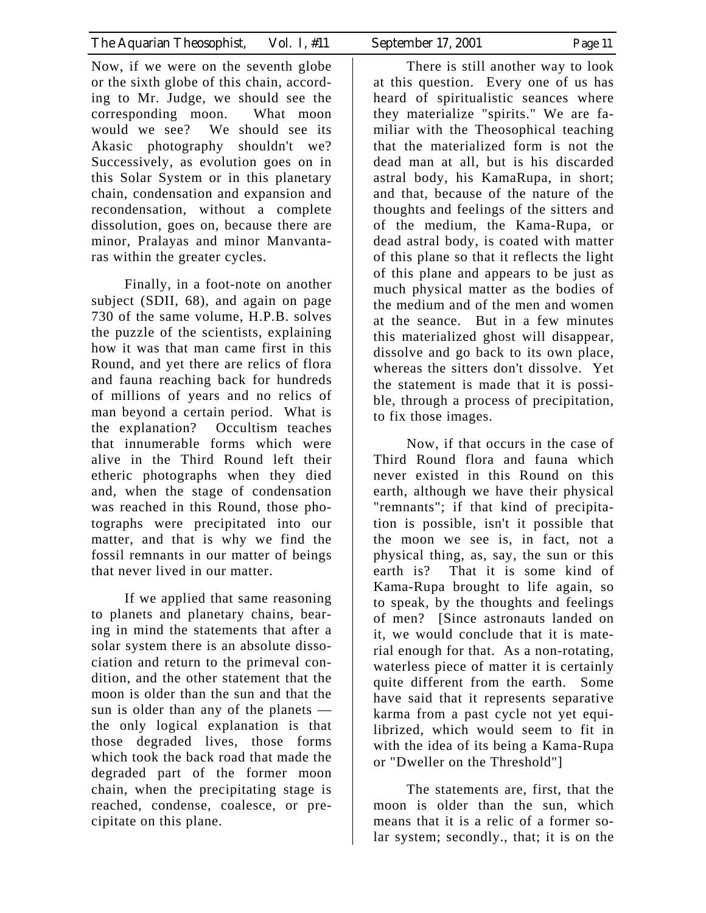Now, if we were on the seventh globe or the sixth globe of this chain, according to Mr. Judge, we should see the corresponding moon. What moon would we see? We should see its Akasic photography shouldn't we? Successively, as evolution goes on in this Solar System or in this planetary chain, condensation and expansion and recondensation, without a complete dissolution, goes on, because there are minor, Pralayas and minor Manvantaras within the greater cycles.

Finally, in a foot-note on another subject (SDII, 68), and again on page 730 of the same volume, H.P.B. solves the puzzle of the scientists, explaining how it was that man came first in this Round, and yet there are relics of flora and fauna reaching back for hundreds of millions of years and no relics of man beyond a certain period. What is the explanation? Occultism teaches that innumerable forms which were alive in the Third Round left their etheric photographs when they died and, when the stage of condensation was reached in this Round, those photographs were precipitated into our matter, and that is why we find the fossil remnants in our matter of beings that never lived in our matter.

If we applied that same reasoning to planets and planetary chains, bearing in mind the statements that after a solar system there is an absolute dissociation and return to the primeval condition, and the other statement that the moon is older than the sun and that the sun is older than any of the planets — the only logical explanation is that those degraded lives, those forms which took the back road that made the degraded part of the former moon chain, when the precipitating stage is reached, condense, coalesce, or precipitate on this plane.

There is still another way to look at this question. Every one of us has heard of spiritualistic seances where they materialize "spirits." We are familiar with the Theosophical teaching that the materialized form is not the dead man at all, but is his discarded astral body, his KamaRupa, in short; and that, because of the nature of the thoughts and feelings of the sitters and of the medium, the Kama-Rupa, or dead astral body, is coated with matter of this plane so that it reflects the light of this plane and appears to be just as much physical matter as the bodies of the medium and of the men and women at the seance. But in a few minutes this materialized ghost will disappear, dissolve and go back to its own place, whereas the sitters don't dissolve. Yet the statement is made that it is possible, through a process of precipitation, to fix those images.

Now, if that occurs in the case of Third Round flora and fauna which never existed in this Round on this earth, although we have their physical "remnants"; if that kind of precipitation is possible, isn't it possible that the moon we see is, in fact, not a physical thing, as, say, the sun or this earth is? That it is some kind of Kama-Rupa brought to life again, so to speak, by the thoughts and feelings of men? [Since astronauts landed on it, we would conclude that it is material enough for that. As a non-rotating, waterless piece of matter it is certainly quite different from the earth. Some have said that it represents separative karma from a past cycle not yet equilibrized, which would seem to fit in with the idea of its being a Kama-Rupa or "Dweller on the Threshold"]

The statements are, first, that the moon is older than the sun, which means that it is a relic of a former solar system; secondly., that; it is on the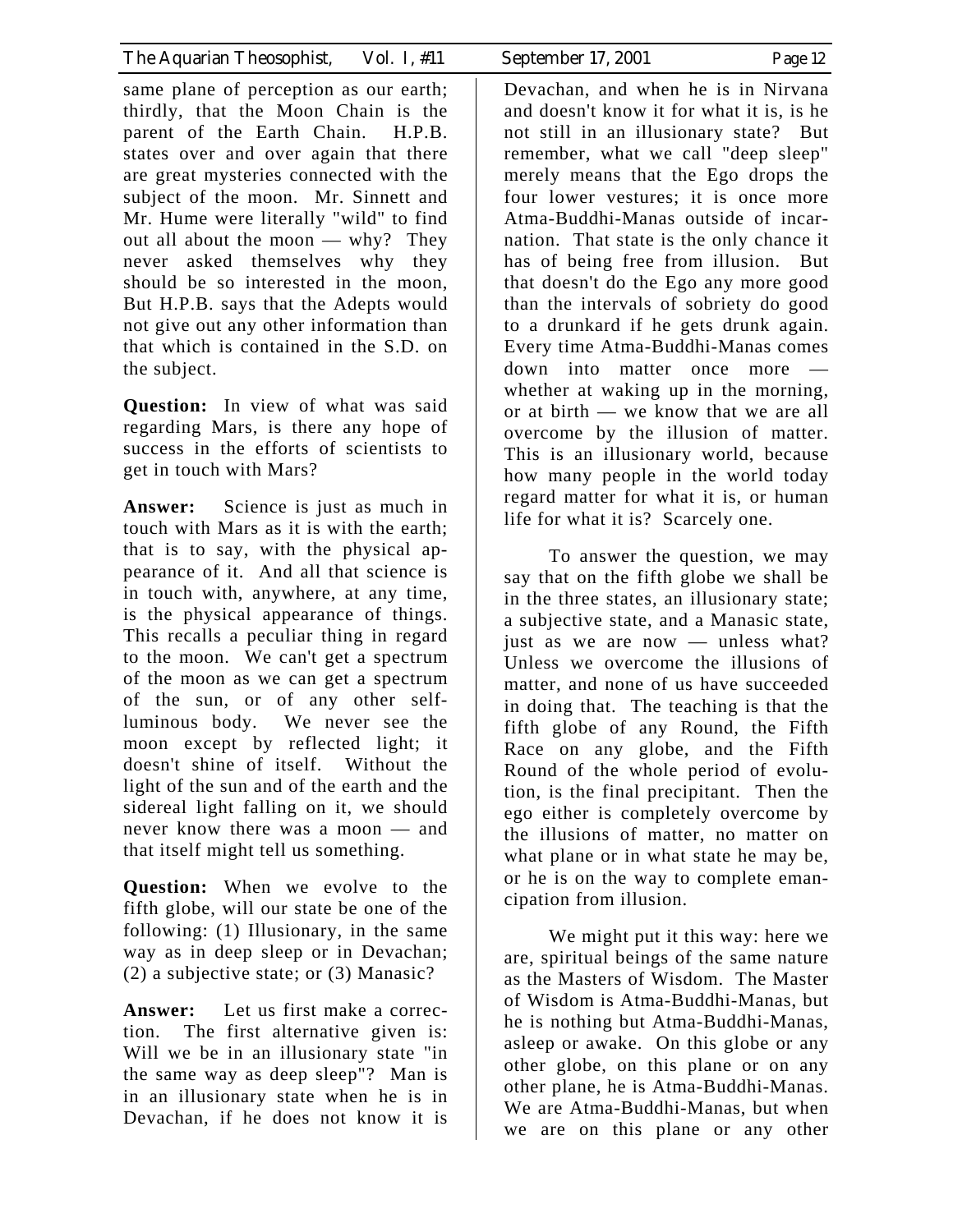same plane of perception as our earth; thirdly, that the Moon Chain is the parent of the Earth Chain. H.P.B. states over and over again that there are great mysteries connected with the subject of the moon. Mr. Sinnett and Mr. Hume were literally "wild" to find out all about the moon — why? They never asked themselves why they should be so interested in the moon, But H.P.B. says that the Adepts would not give out any other information than that which is contained in the S.D. on the subject.

**Question:** In view of what was said regarding Mars, is there any hope of success in the efforts of scientists to get in touch with Mars?

**Answer:** Science is just as much in touch with Mars as it is with the earth; that is to say, with the physical appearance of it. And all that science is in touch with, anywhere, at any time, is the physical appearance of things. This recalls a peculiar thing in regard to the moon. We can't get a spectrum of the moon as we can get a spectrum of the sun, or of any other self-luminous body. We never see the moon except by reflected light; it doesn't shine of itself. Without the light of the sun and of the earth and the sidereal light falling on it, we should never know there was a moon — and that itself might tell us something.

**Question:** When we evolve to the fifth globe, will our state be one of the following: (1) Illusionary, in the same way as in deep sleep or in Devachan; (2) a subjective state; or (3) Manasic?

**Answer:** Let us first make a correction. The first alternative given is: Will we be in an illusionary state "in the same way as deep sleep"? Man is in an illusionary state when he is in Devachan, if he does not know it is Devachan, and when he is in Nirvana and doesn't know it for what it is, is he not still in an illusionary state? But remember, what we call "deep sleep" merely means that the Ego drops the four lower vestures; it is once more Atma-Buddhi-Manas outside of incarnation. That state is the only chance it has of being free from illusion. But that doesn't do the Ego any more good than the intervals of sobriety do good to a drunkard if he gets drunk again. Every time Atma-Buddhi-Manas comes down into matter once more — whether at waking up in the morning, or at birth — we know that we are all overcome by the illusion of matter. This is an illusionary world, because how many people in the world today regard matter for what it is, or human life for what it is? Scarcely one.

To answer the question, we may say that on the fifth globe we shall be in the three states, an illusionary state; a subjective state, and a Manasic state, just as we are now — unless what? Unless we overcome the illusions of matter, and none of us have succeeded in doing that. The teaching is that the fifth globe of any Round, the Fifth Race on any globe, and the Fifth Round of the whole period of evolution, is the final precipitant. Then the ego either is completely overcome by the illusions of matter, no matter on what plane or in what state he may be, or he is on the way to complete emancipation from illusion.

We might put it this way: here we are, spiritual beings of the same nature as the Masters of Wisdom. The Master of Wisdom is Atma-Buddhi-Manas, but he is nothing but Atma-Buddhi-Manas, asleep or awake. On this globe or any other globe, on this plane or on any other plane, he is Atma-Buddhi-Manas. We are Atma-Buddhi-Manas, but when we are on this plane or any other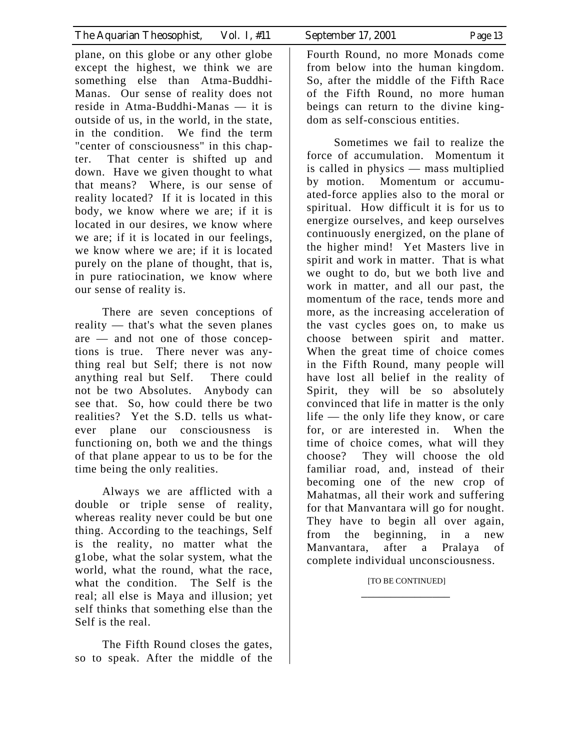plane, on this globe or any other globe except the highest, we think we are something else than Atma-Buddhi-Manas. Our sense of reality does not reside in Atma-Buddhi-Manas — it is outside of us, in the world, in the state, in the condition. We find the term "center of consciousness" in this chapter. That center is shifted up and down. Have we given thought to what that means? Where, is our sense of reality located? If it is located in this body, we know where we are; if it is located in our desires, we know where we are; if it is located in our feelings, we know where we are; if it is located purely on the plane of thought, that is, in pure ratiocination, we know where our sense of reality is.

There are seven conceptions of reality — that's what the seven planes are — and not one of those conceptions is true. There never was anything real but Self; there is not now anything real but Self. There could not be two Absolutes. Anybody can see that. So, how could there be two realities? Yet the S.D. tells us whatever plane our consciousness is functioning on, both we and the things of that plane appear to us to be for the time being the only realities.

Always we are afflicted with a double or triple sense of reality, whereas reality never could be but one thing. According to the teachings, Self is the reality, no matter what the g1obe, what the solar system, what the world, what the round, what the race, what the condition. The Self is the real; all else is Maya and illusion; yet self thinks that something else than the Self is the real.

The Fifth Round closes the gates, so to speak. After the middle of the Fourth Round, no more Monads come from below into the human kingdom. So, after the middle of the Fifth Race of the Fifth Round, no more human beings can return to the divine kingdom as self-conscious entities.

Sometimes we fail to realize the force of accumulation. Momentum it is called in physics — mass multiplied by motion. Momentum or accumuated-force applies also to the moral or spiritual. How difficult it is for us to energize ourselves, and keep ourselves continuously energized, on the plane of the higher mind! Yet Masters live in spirit and work in matter. That is what we ought to do, but we both live and work in matter, and all our past, the momentum of the race, tends more and more, as the increasing acceleration of the vast cycles goes on, to make us choose between spirit and matter. When the great time of choice comes in the Fifth Round, many people will have lost all belief in the reality of Spirit, they will be so absolutely convinced that life in matter is the only life — the only life they know, or care for, or are interested in. When the time of choice comes, what will they choose? They will choose the old familiar road, and, instead of their becoming one of the new crop of Mahatmas, all their work and suffering for that Manvantara will go for nought. They have to begin all over again, from the beginning, in a new Manvantara, after a Pralaya of complete individual unconsciousness.

[TO BE CONTINUED]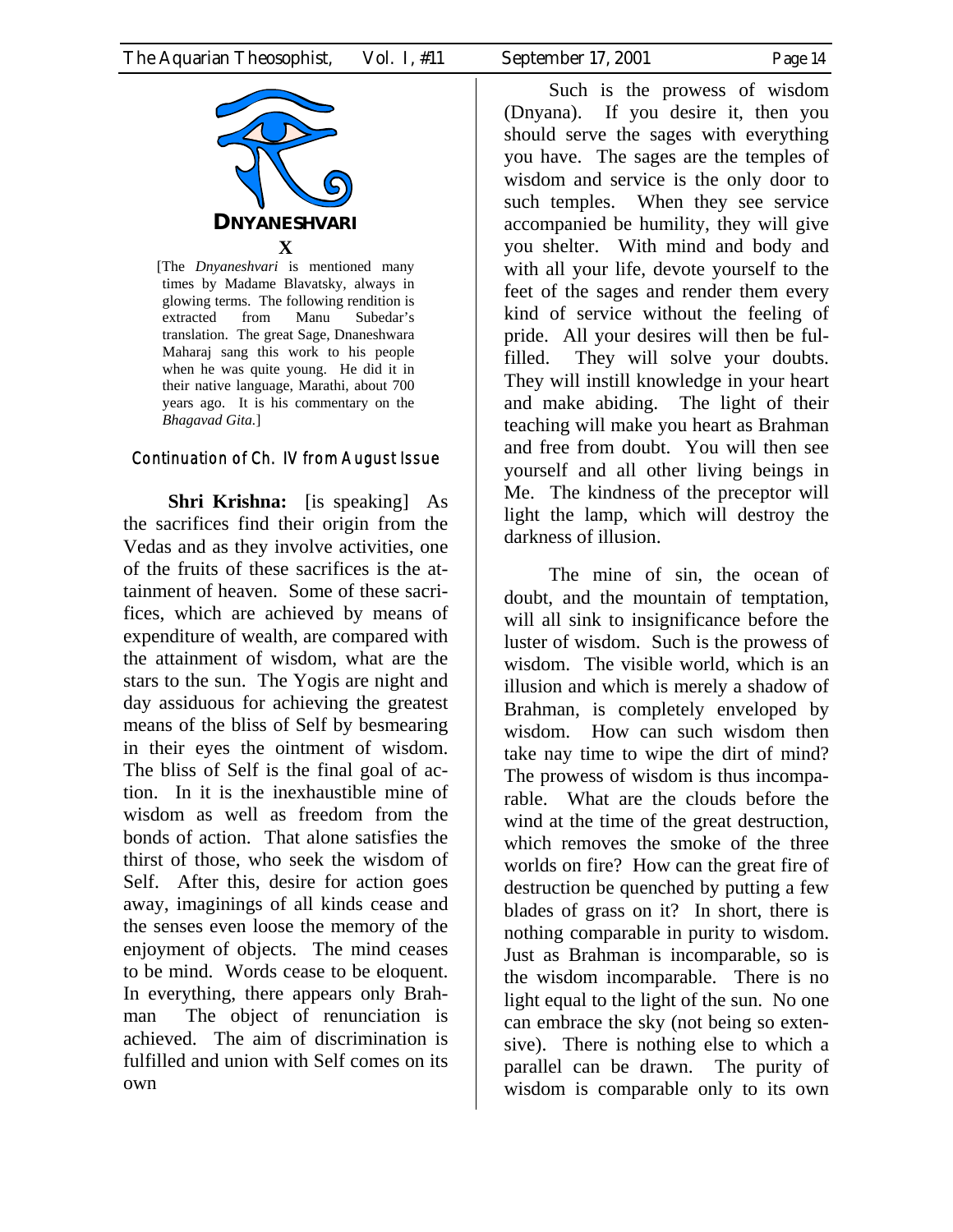## DNYANESHVARI

**X**

[The *Dnyaneshvari* is mentioned many times by Madame Blavatsky, always in glowing terms. The following rendition is extracted from Manu Subedar's translation. The great Sage, Dnaneshwara Maharaj sang this work to his people when he was quite young. He did it in their native language, Marathi, about 700 years ago. It is his commentary on the *Bhagavad Gita.*]

### Continuation of Ch. IV from August Issue

**Shri Krishna:** [is speaking] As the sacrifices find their origin from the Vedas and as they involve activities, one of the fruits of these sacrifices is the attainment of heaven. Some of these sacrifices, which are achieved by means of expenditure of wealth, are compared with the attainment of wisdom, what are the stars to the sun. The Yogis are night and day assiduous for achieving the greatest means of the bliss of Self by besmearing in their eyes the ointment of wisdom. The bliss of Self is the final goal of action. In it is the inexhaustible mine of wisdom as well as freedom from the bonds of action. That alone satisfies the thirst of those, who seek the wisdom of Self. After this, desire for action goes away, imaginings of all kinds cease and the senses even loose the memory of the enjoyment of objects. The mind ceases to be mind. Words cease to be eloquent. In everything, there appears only Brahman The object of renunciation is achieved. The aim of discrimination is fulfilled and union with Self comes on its own

Such is the prowess of wisdom (Dnyana). If you desire it, then you should serve the sages with everything you have. The sages are the temples of wisdom and service is the only door to such temples. When they see service accompanied be humility, they will give you shelter. With mind and body and with all your life, devote yourself to the feet of the sages and render them every kind of service without the feeling of pride. All your desires will then be fulfilled. They will solve your doubts. They will instill knowledge in your heart and make abiding. The light of their teaching will make you heart as Brahman and free from doubt. You will then see yourself and all other living beings in Me. The kindness of the preceptor will light the lamp, which will destroy the darkness of illusion.

The mine of sin, the ocean of doubt, and the mountain of temptation, will all sink to insignificance before the luster of wisdom. Such is the prowess of wisdom. The visible world, which is an illusion and which is merely a shadow of Brahman, is completely enveloped by wisdom. How can such wisdom then take nay time to wipe the dirt of mind? The prowess of wisdom is thus incomparable. What are the clouds before the wind at the time of the great destruction, which removes the smoke of the three worlds on fire? How can the great fire of destruction be quenched by putting a few blades of grass on it? In short, there is nothing comparable in purity to wisdom. Just as Brahman is incomparable, so is the wisdom incomparable. There is no light equal to the light of the sun. No one can embrace the sky (not being so extensive). There is nothing else to which a parallel can be drawn. The purity of wisdom is comparable only to its own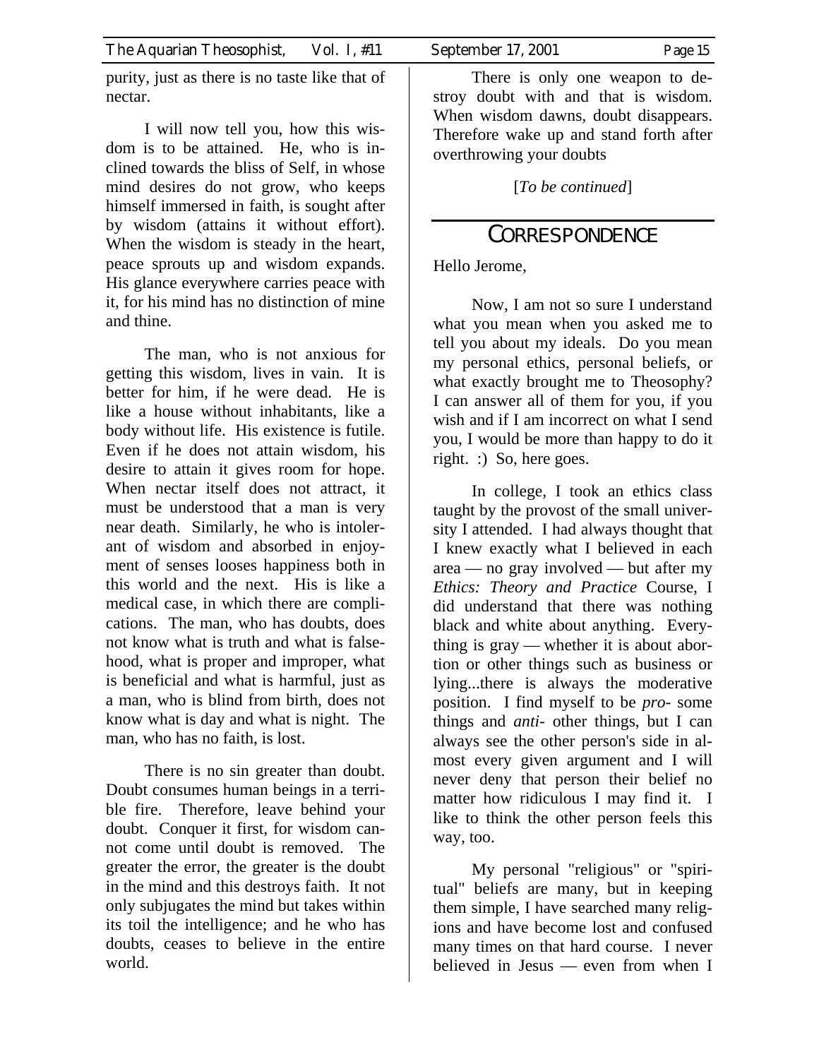purity, just as there is no taste like that of nectar.

I will now tell you, how this wisdom is to be attained. He, who is inclined towards the bliss of Self, in whose mind desires do not grow, who keeps himself immersed in faith, is sought after by wisdom (attains it without effort). When the wisdom is steady in the heart, peace sprouts up and wisdom expands. His glance everywhere carries peace with it, for his mind has no distinction of mine and thine.

The man, who is not anxious for getting this wisdom, lives in vain. It is better for him, if he were dead. He is like a house without inhabitants, like a body without life. His existence is futile. Even if he does not attain wisdom, his desire to attain it gives room for hope. When nectar itself does not attract, it must be understood that a man is very near death. Similarly, he who is intolerant of wisdom and absorbed in enjoyment of senses looses happiness both in this world and the next. His is like a medical case, in which there are complications. The man, who has doubts, does not know what is truth and what is falsehood, what is proper and improper, what is beneficial and what is harmful, just as a man, who is blind from birth, does not know what is day and what is night. The man, who has no faith, is lost.

There is no sin greater than doubt. Doubt consumes human beings in a terrible fire. Therefore, leave behind your doubt. Conquer it first, for wisdom cannot come until doubt is removed. The greater the error, the greater is the doubt in the mind and this destroys faith. It not only subjugates the mind but takes within its toil the intelligence; and he who has doubts, ceases to believe in the entire world.

There is only one weapon to destroy doubt with and that is wisdom. When wisdom dawns, doubt disappears. Therefore wake up and stand forth after overthrowing your doubts

[*To be continued*]

## CORRESPONDENCE

Hello Jerome,

Now, I am not so sure I understand what you mean when you asked me to tell you about my ideals. Do you mean my personal ethics, personal beliefs, or what exactly brought me to Theosophy? I can answer all of them for you, if you wish and if I am incorrect on what I send you, I would be more than happy to do it right. :) So, here goes.

In college, I took an ethics class taught by the provost of the small university I attended. I had always thought that I knew exactly what I believed in each area — no gray involved — but after my *Ethics: Theory and Practice* Course, I did understand that there was nothing black and white about anything. Everything is gray — whether it is about abortion or other things such as business or lying...there is always the moderative position. I find myself to be *pro-* some things and *anti-* other things, but I can always see the other person's side in almost every given argument and I will never deny that person their belief no matter how ridiculous I may find it. I like to think the other person feels this way, too.

My personal "religious" or "spiritual" beliefs are many, but in keeping them simple, I have searched many religions and have become lost and confused many times on that hard course. I never believed in Jesus — even from when I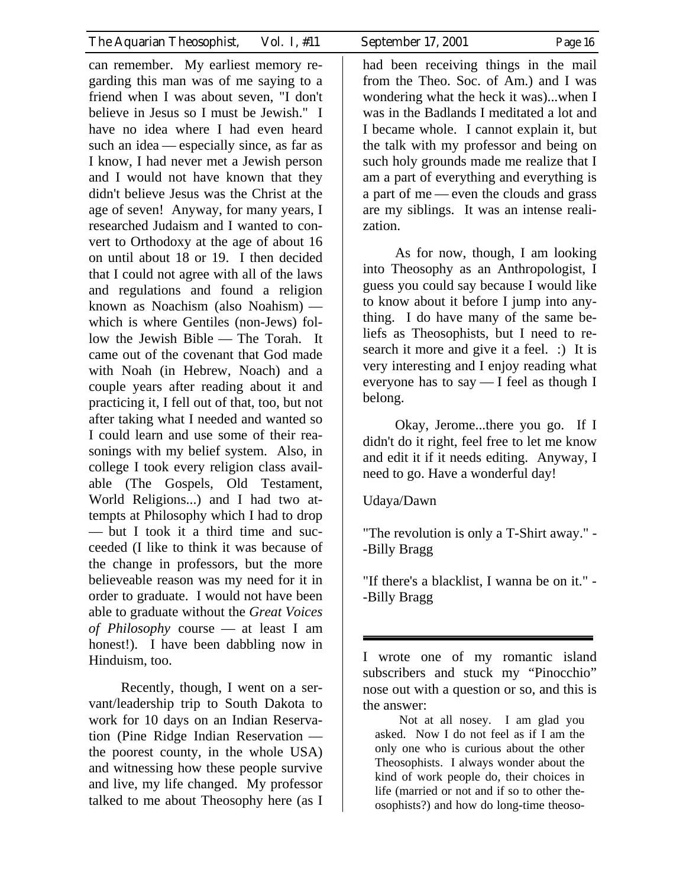can remember. My earliest memory regarding this man was of me saying to a friend when I was about seven, "I don't believe in Jesus so I must be Jewish." I have no idea where I had even heard such an idea — especially since, as far as I know, I had never met a Jewish person and I would not have known that they didn't believe Jesus was the Christ at the age of seven! Anyway, for many years, I researched Judaism and I wanted to convert to Orthodoxy at the age of about 16 on until about 18 or 19. I then decided that I could not agree with all of the laws and regulations and found a religion known as Noachism (also Noahism) — which is where Gentiles (non-Jews) follow the Jewish Bible — The Torah. It came out of the covenant that God made with Noah (in Hebrew, Noach) and a couple years after reading about it and practicing it, I fell out of that, too, but not after taking what I needed and wanted so I could learn and use some of their reasonings with my belief system. Also, in college I took every religion class available (The Gospels, Old Testament, World Religions...) and I had two attempts at Philosophy which I had to drop — but I took it a third time and succeeded (I like to think it was because of the change in professors, but the more believeable reason was my need for it in order to graduate. I would not have been able to graduate without the *Great Voices of Philosophy* course — at least I am honest!). I have been dabbling now in Hinduism, too.

Recently, though, I went on a servant/leadership trip to South Dakota to work for 10 days on an Indian Reservation (Pine Ridge Indian Reservation — the poorest county, in the whole USA) and witnessing how these people survive and live, my life changed. My professor talked to me about Theosophy here (as I had been receiving things in the mail from the Theo. Soc. of Am.) and I was wondering what the heck it was)...when I was in the Badlands I meditated a lot and I became whole. I cannot explain it, but the talk with my professor and being on such holy grounds made me realize that I am a part of everything and everything is a part of me — even the clouds and grass are my siblings. It was an intense realization.

As for now, though, I am looking into Theosophy as an Anthropologist, I guess you could say because I would like to know about it before I jump into anything. I do have many of the same beliefs as Theosophists, but I need to research it more and give it a feel. :) It is very interesting and I enjoy reading what everyone has to say — I feel as though I belong.

Okay, Jerome...there you go. If I didn't do it right, feel free to let me know and edit it if it needs editing. Anyway, I need to go. Have a wonderful day!

Udaya/Dawn

"The revolution is only a T-Shirt away." --Billy Bragg

"If there's a blacklist, I wanna be on it." --Billy Bragg

---

I wrote one of my romantic island subscribers and stuck my "Pinocchio" nose out with a question or so, and this is the answer:

> Not at all nosey. I am glad you asked. Now I do not feel as if I am the only one who is curious about the other Theosophists. I always wonder about the kind of work people do, their choices in life (married or not and if so to other theosophists?) and how do long-time theoso-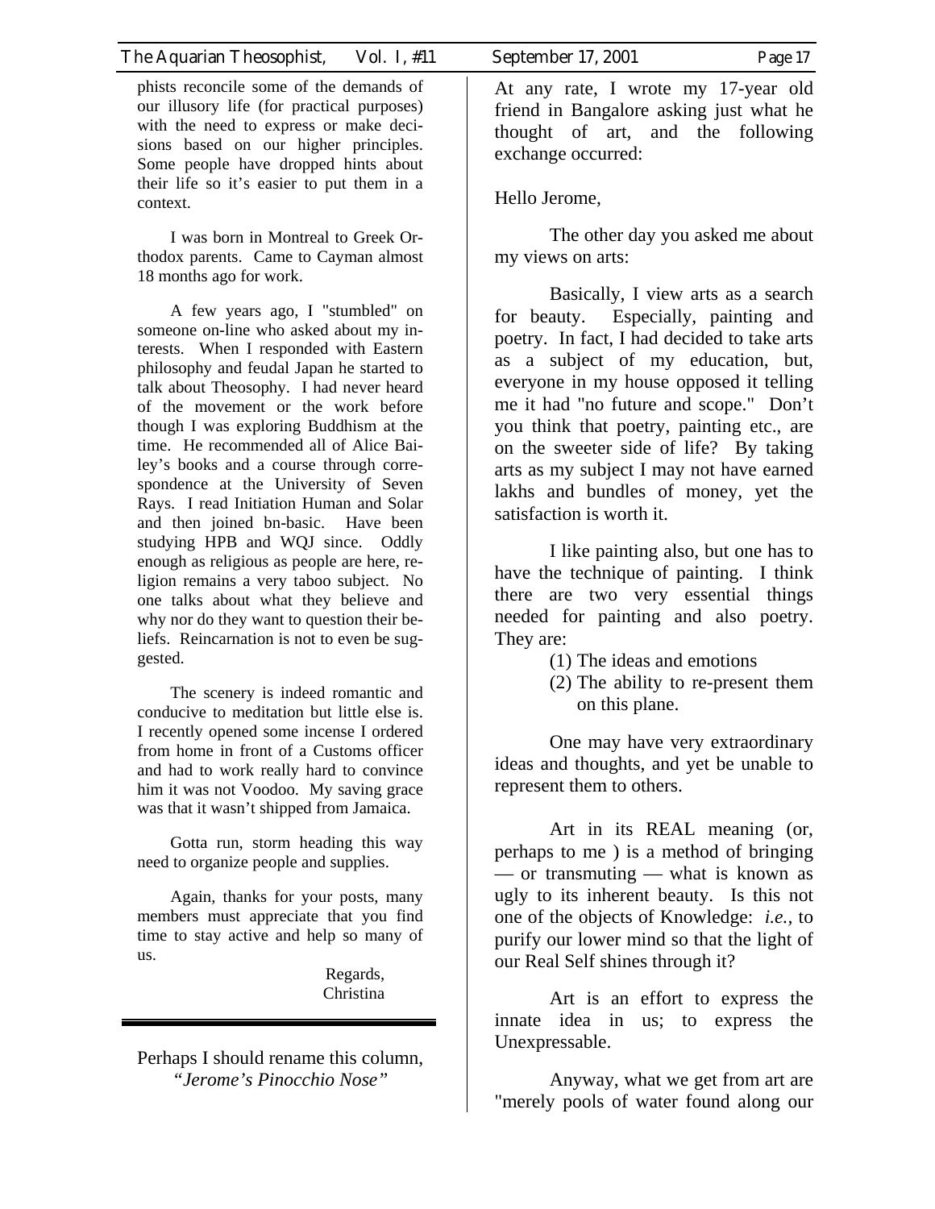phists reconcile some of the demands of our illusory life (for practical purposes) with the need to express or make decisions based on our higher principles. Some people have dropped hints about their life so it's easier to put them in a context.

I was born in Montreal to Greek Orthodox parents. Came to Cayman almost 18 months ago for work.

A few years ago, I "stumbled" on someone on-line who asked about my interests. When I responded with Eastern philosophy and feudal Japan he started to talk about Theosophy. I had never heard of the movement or the work before though I was exploring Buddhism at the time. He recommended all of Alice Bailey's books and a course through correspondence at the University of Seven Rays. I read Initiation Human and Solar and then joined bn-basic. Have been studying HPB and WQJ since. Oddly enough as religious as people are here, religion remains a very taboo subject. No one talks about what they believe and why nor do they want to question their beliefs. Reincarnation is not to even be suggested.

The scenery is indeed romantic and conducive to meditation but little else is. I recently opened some incense I ordered from home in front of a Customs officer and had to work really hard to convince him it was not Voodoo. My saving grace was that it wasn't shipped from Jamaica.

Gotta run, storm heading this way need to organize people and supplies.

Again, thanks for your posts, many members must appreciate that you find time to stay active and help so many of us.

Regards,
Christina

---

Perhaps I should rename this column, *"Jerome's Pinocchio Nose"*

At any rate, I wrote my 17-year old friend in Bangalore asking just what he thought of art, and the following exchange occurred:

Hello Jerome,

The other day you asked me about my views on arts:

Basically, I view arts as a search for beauty. Especially, painting and poetry. In fact, I had decided to take arts as a subject of my education, but, everyone in my house opposed it telling me it had "no future and scope." Don't you think that poetry, painting etc., are on the sweeter side of life? By taking arts as my subject I may not have earned lakhs and bundles of money, yet the satisfaction is worth it.

I like painting also, but one has to have the technique of painting. I think there are two very essential things needed for painting and also poetry. They are:

(1) The ideas and emotions
(2) The ability to re-present them on this plane.

One may have very extraordinary ideas and thoughts, and yet be unable to represent them to others.

Art in its REAL meaning (or, perhaps to me ) is a method of bringing — or transmuting — what is known as ugly to its inherent beauty. Is this not one of the objects of Knowledge: *i.e.,* to purify our lower mind so that the light of our Real Self shines through it?

Art is an effort to express the innate idea in us; to express the Unexpressable.

Anyway, what we get from art are "merely pools of water found along our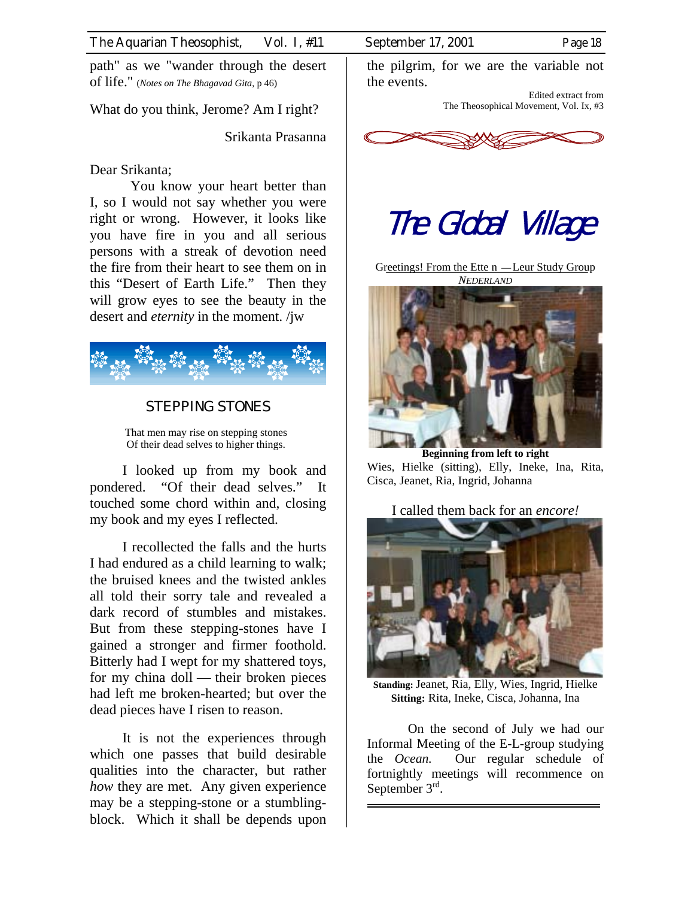path" as we "wander through the desert of life." (*Notes on The Bhagavad Gita*, p 46)

What do you think, Jerome? Am I right?

Srikanta Prasanna

Dear Srikanta;

You know your heart better than I, so I would not say whether you were right or wrong. However, it looks like you have fire in you and all serious persons with a streak of devotion need the fire from their heart to see them on in this "Desert of Earth Life." Then they will grow eyes to see the beauty in the desert and *eternity* in the moment. /jw

## STEPPING STONES

That men may rise on stepping stones
Of their dead selves to higher things.

I looked up from my book and pondered. "Of their dead selves." It touched some chord within and, closing my book and my eyes I reflected.

I recollected the falls and the hurts I had endured as a child learning to walk; the bruised knees and the twisted ankles all told their sorry tale and revealed a dark record of stumbles and mistakes. But from these stepping-stones have I gained a stronger and firmer foothold. Bitterly had I wept for my shattered toys, for my china doll — their broken pieces had left me broken-hearted; but over the dead pieces have I risen to reason.

It is not the experiences through which one passes that build desirable qualities into the character, but rather *how* they are met. Any given experience may be a stepping-stone or a stumbling-block. Which it shall be depends upon the pilgrim, for we are the variable not the events.

Edited extract from
The Theosophical Movement, Vol. Ix, #3

# *The Global Village*

Greetings! From the Ette n — Leur Study Group
*NEDERLAND*

**Beginning from left to right**
Wies, Hielke (sitting), Elly, Ineke, Ina, Rita, Cisca, Jeanet, Ria, Ingrid, Johanna

I called them back for an *encore!*

**Standing:** Jeanet, Ria, Elly, Wies, Ingrid, Hielke
**Sitting:** Rita, Ineke, Cisca, Johanna, Ina

On the second of July we had our Informal Meeting of the E-L-group studying the *Ocean.* Our regular schedule of fortnightly meetings will recommence on September 3rd.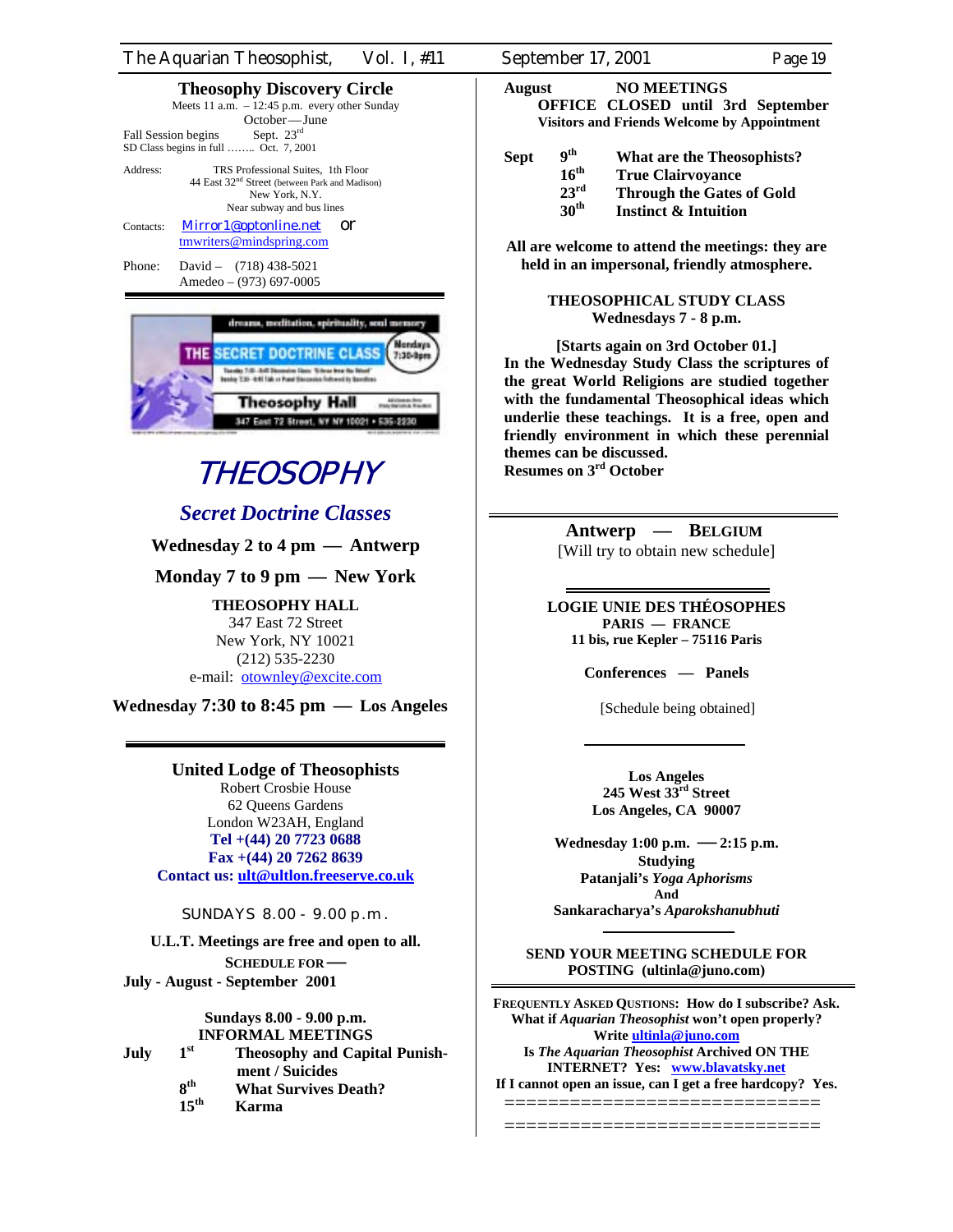## Theosophy Discovery Circle

Meets 11 a.m. – 12:45 p.m. every other Sunday
October—June

Fall Session begins Sept. 23rd
SD Class begins in full …….. Oct. 7, 2001

Address: TRS Professional Suites, 1th Floor
44 East 32nd Street (between Park and Madison)
New York, N.Y.
Near subway and bus lines

Contacts: Mirror1@optonline.net or tmwriters@mindspring.com

Phone: David – (718) 438-5021
Amedeo – (973) 697-0005

---

dreams, meditation, spirituality, soul memory

THE SECRET DOCTRINE CLASS — Mondays 7:30-9pm

Theosophy Hall
347 East 72 Street, NY NY 10021 • 535-2230

## *THEOSOPHY*

### *Secret Doctrine Classes*

**Wednesday 2 to 4 pm — Antwerp**

**Monday 7 to 9 pm — New York**

**THEOSOPHY HALL**
347 East 72 Street
New York, NY 10021
(212) 535-2230
e-mail: otownley@excite.com

**Wednesday 7:30 to 8:45 pm — Los Angeles**

---

## United Lodge of Theosophists

Robert Crosbie House
62 Queens Gardens
London W23AH, England
**Tel +(44) 20 7723 0688**
**Fax +(44) 20 7262 8639**
**Contact us: ult@ultlon.freeserve.co.uk**

SUNDAYS 8.00 - 9.00 p.m.

**U.L.T. Meetings are free and open to all.**

**SCHEDULE FOR —**
**July - August - September 2001**

**Sundays 8.00 - 9.00 p.m.**
**INFORMAL MEETINGS**

| | | |
|---|---|---|
| **July** | **1st** | **Theosophy and Capital Punishment / Suicides** |
| | **8th** | **What Survives Death?** |
| | **15th** | **Karma** |
| **August** | | **NO MEETINGS** |
| | | **OFFICE CLOSED until 3rd September** |
| | | **Visitors and Friends Welcome by Appointment** |
| **Sept** | **9th** | **What are the Theosophists?** |
| | **16th** | **True Clairvoyance** |
| | **23rd** | **Through the Gates of Gold** |
| | **30th** | **Instinct & Intuition** |

**All are welcome to attend the meetings: they are held in an impersonal, friendly atmosphere.**

**THEOSOPHICAL STUDY CLASS**
**Wednesdays 7 - 8 p.m.**

**[Starts again on 3rd October 01.]**
**In the Wednesday Study Class the scriptures of the great World Religions are studied together with the fundamental Theosophical ideas which underlie these teachings. It is a free, open and friendly environment in which these perennial themes can be discussed.**
**Resumes on 3rd October**

---

## Antwerp — BELGIUM

[Will try to obtain new schedule]

---

## LOGIE UNIE DES THÉOSOPHES

**PARIS — FRANCE**
**11 bis, rue Kepler – 75116 Paris**

**Conferences — Panels**

[Schedule being obtained]

---

**Los Angeles**
**245 West 33rd Street**
**Los Angeles, CA 90007**

**Wednesday 1:00 p.m. — 2:15 p.m.**
**Studying**
**Patanjali's *Yoga Aphorisms***
**And**
**Sankaracharya's *Aparokshanubhuti***

---

**SEND YOUR MEETING SCHEDULE FOR POSTING (ultinla@juno.com)**

---

**FREQUENTLY ASKED QUESTIONS: How do I subscribe? Ask.**
**What if *Aquarian Theosophist* won't open properly? Write ultinla@juno.com**
**Is *The Aquarian Theosophist* Archived ON THE INTERNET? Yes: www.blavatsky.net**
**If I cannot open an issue, can I get a free hardcopy? Yes.**

============================

============================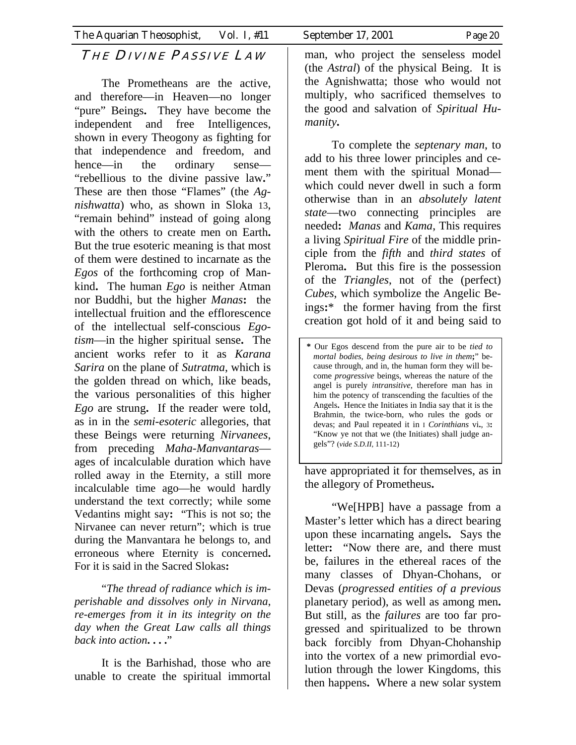## The Divine Passive Law

The Prometheans are the active, and therefore—in Heaven—no longer "pure" Beings. They have become the independent and free Intelligences, shown in every Theogony as fighting for that independence and freedom, and hence—in the ordinary sense—"rebellious to the divine passive law." These are then those "Flames" (the *Agnishwatta*) who, as shown in Sloka 13, "remain behind" instead of going along with the others to create men on Earth. But the true esoteric meaning is that most of them were destined to incarnate as the *Egos* of the forthcoming crop of Mankind. The human *Ego* is neither Atman nor Buddhi, but the higher *Manas*: the intellectual fruition and the efflorescence of the intellectual self-conscious *Egotism*—in the higher spiritual sense. The ancient works refer to it as *Karana Sarira* on the plane of *Sutratma*, which is the golden thread on which, like beads, the various personalities of this higher *Ego* are strung. If the reader were told, as in in the *semi-esoteric* allegories, that these Beings were returning *Nirvanees*, from preceding *Maha-Manvantaras*—ages of incalculable duration which have rolled away in the Eternity, a still more incalculable time ago—he would hardly understand the text correctly; while some Vedantins might say: "This is not so; the Nirvanee can never return"; which is true during the Manvantara he belongs to, and erroneous where Eternity is concerned. For it is said in the Sacred Slokas:

"*The thread of radiance which is imperishable and dissolves only in Nirvana, re-emerges from it in its integrity on the day when the Great Law calls all things back into action. . . .*"

It is the Barhishad, those who are unable to create the spiritual immortal man, who project the senseless model (the *Astral*) of the physical Being. It is the Agnishwatta; those who would not multiply, who sacrificed themselves to the good and salvation of *Spiritual Humanity*.

To complete the *septenary man*, to add to his three lower principles and cement them with the spiritual Monad—which could never dwell in such a form otherwise than in an *absolutely latent state*—two connecting principles are needed: *Manas* and *Kama*, This requires a living *Spiritual Fire* of the middle principle from the *fifth* and *third states* of Pleroma. But this fire is the possession of the *Triangles*, not of the (perfect) *Cubes*, which symbolize the Angelic Beings:* the former having from the first creation got hold of it and being said to have appropriated it for themselves, as in the allegory of Prometheus.

"We[HPB] have a passage from a Master's letter which has a direct bearing upon these incarnating angels. Says the letter: "Now there are, and there must be, failures in the ethereal races of the many classes of Dhyan-Chohans, or Devas (*progressed entities of a previous* planetary period), as well as among men. But still, as the *failures* are too far progressed and spiritualized to be thrown back forcibly from Dhyan-Chohanship into the vortex of a new primordial evolution through the lower Kingdoms, this then happens. Where a new solar system

---

* Our Egos descend from the pure air to be *tied to mortal bodies, being desirous to live in them*;" because through, and in, the human form they will become *progressive* beings, whereas the nature of the angel is purely *intransitive*, therefore man has in him the potency of transcending the faculties of the Angels. Hence the Initiates in India say that it is the Brahmin, the twice-born, who rules the gods or devas; and Paul repeated it in I *Corinthians* vi., 3: "Know ye not that we (the Initiates) shall judge angels"? (*vide S.D.II*, 111-12)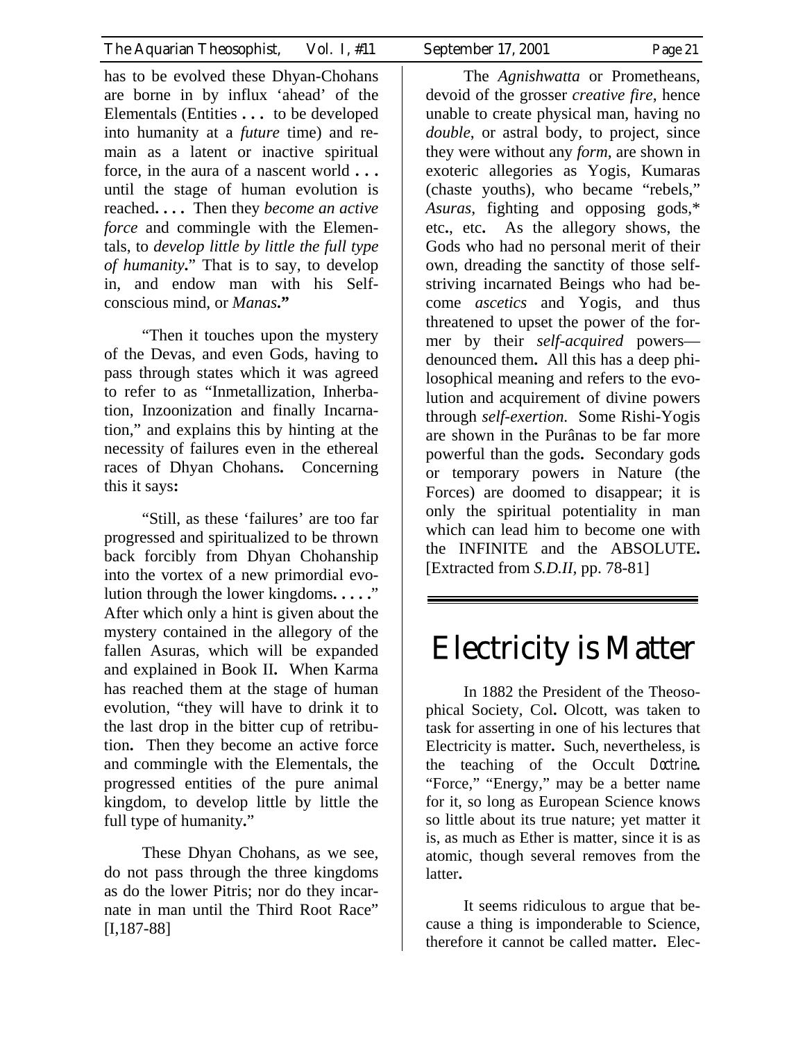has to be evolved these Dhyan-Chohans are borne in by influx 'ahead' of the Elementals (Entities **. . .** to be developed into humanity at a *future* time) and remain as a latent or inactive spiritual force, in the aura of a nascent world **. . .** until the stage of human evolution is reached**. . . .** Then they *become an active force* and commingle with the Elementals, to *develop little by little the full type of humanity***.**" That is to say, to develop in, and endow man with his Self-conscious mind, or *Manas***."**

"Then it touches upon the mystery of the Devas, and even Gods, having to pass through states which it was agreed to refer to as "Inmetallization, Inherbation, Inzoonization and finally Incarnation," and explains this by hinting at the necessity of failures even in the ethereal races of Dhyan Chohans**.** Concerning this it says**:**

"Still, as these 'failures' are too far progressed and spiritualized to be thrown back forcibly from Dhyan Chohanship into the vortex of a new primordial evolution through the lower kingdoms**. . . . .**" After which only a hint is given about the mystery contained in the allegory of the fallen Asuras, which will be expanded and explained in Book II**.** When Karma has reached them at the stage of human evolution, "they will have to drink it to the last drop in the bitter cup of retribution**.** Then they become an active force and commingle with the Elementals, the progressed entities of the pure animal kingdom, to develop little by little the full type of humanity**.**"

These Dhyan Chohans, as we see, do not pass through the three kingdoms as do the lower Pitris; nor do they incarnate in man until the Third Root Race" [I,187-88]

The *Agnishwatta* or Prometheans, devoid of the grosser *creative fire*, hence unable to create physical man, having no *double*, or astral body, to project, since they were without any *form*, are shown in exoteric allegories as Yogis, Kumaras (chaste youths), who became "rebels," *Asuras*, fighting and opposing gods,* etc**.**, etc**.** As the allegory shows, the Gods who had no personal merit of their own, dreading the sanctity of those self-striving incarnated Beings who had become *ascetics* and Yogis, and thus threatened to upset the power of the former by their *self-acquired* powers—denounced them**.** All this has a deep philosophical meaning and refers to the evolution and acquirement of divine powers through *self-exertion.* Some Rishi-Yogis are shown in the Purânas to be far more powerful than the gods**.** Secondary gods or temporary powers in Nature (the Forces) are doomed to disappear; it is only the spiritual potentiality in man which can lead him to become one with the INFINITE and the ABSOLUTE**.** [Extracted from *S.D.II*, pp. 78-81]

# Electricity is Matter

In 1882 the President of the Theosophical Society, Col**.** Olcott, was taken to task for asserting in one of his lectures that Electricity is matter**.** Such, nevertheless, is the teaching of the Occult Doctrine**.** "Force," "Energy," may be a better name for it, so long as European Science knows so little about its true nature; yet matter it is, as much as Ether is matter, since it is as atomic, though several removes from the latter**.**

It seems ridiculous to argue that because a thing is imponderable to Science, therefore it cannot be called matter**.** Elec-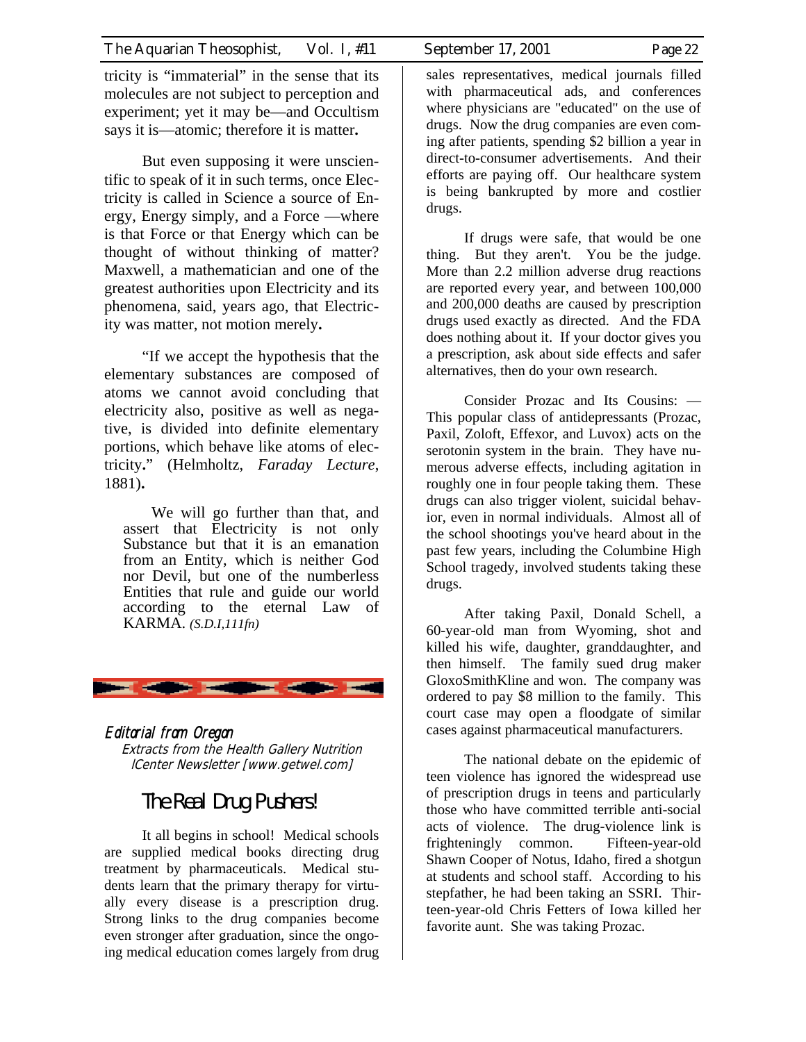tricity is "immaterial" in the sense that its molecules are not subject to perception and experiment; yet it may be—and Occultism says it is—atomic; therefore it is matter**.**

But even supposing it were unscientific to speak of it in such terms, once Electricity is called in Science a source of Energy, Energy simply, and a Force —where is that Force or that Energy which can be thought of without thinking of matter? Maxwell, a mathematician and one of the greatest authorities upon Electricity and its phenomena, said, years ago, that Electricity was matter, not motion merely**.**

"If we accept the hypothesis that the elementary substances are composed of atoms we cannot avoid concluding that electricity also, positive as well as negative, is divided into definite elementary portions, which behave like atoms of electricity**.**" (Helmholtz, *Faraday Lecture,* 1881)**.**

> We will go further than that, and assert that Electricity is not only Substance but that it is an emanation from an Entity, which is neither God nor Devil, but one of the numberless Entities that rule and guide our world according to the eternal Law of KARMA. *(S.D.I,111fn)*

---

*Editorial from Oregon*

*Extracts from the Health Gallery Nutrition lCenter Newsletter [www.getwel.com]*

## The Real Drug Pushers!

It all begins in school! Medical schools are supplied medical books directing drug treatment by pharmaceuticals. Medical students learn that the primary therapy for virtually every disease is a prescription drug. Strong links to the drug companies become even stronger after graduation, since the ongoing medical education comes largely from drug sales representatives, medical journals filled with pharmaceutical ads, and conferences where physicians are "educated" on the use of drugs. Now the drug companies are even coming after patients, spending $2 billion a year in direct-to-consumer advertisements. And their efforts are paying off. Our healthcare system is being bankrupted by more and costlier drugs.

If drugs were safe, that would be one thing. But they aren't. You be the judge. More than 2.2 million adverse drug reactions are reported every year, and between 100,000 and 200,000 deaths are caused by prescription drugs used exactly as directed. And the FDA does nothing about it. If your doctor gives you a prescription, ask about side effects and safer alternatives, then do your own research.

Consider Prozac and Its Cousins: — This popular class of antidepressants (Prozac, Paxil, Zoloft, Effexor, and Luvox) acts on the serotonin system in the brain. They have numerous adverse effects, including agitation in roughly one in four people taking them. These drugs can also trigger violent, suicidal behavior, even in normal individuals. Almost all of the school shootings you've heard about in the past few years, including the Columbine High School tragedy, involved students taking these drugs.

After taking Paxil, Donald Schell, a 60-year-old man from Wyoming, shot and killed his wife, daughter, granddaughter, and then himself. The family sued drug maker GloxoSmithKline and won. The company was ordered to pay $8 million to the family. This court case may open a floodgate of similar cases against pharmaceutical manufacturers.

The national debate on the epidemic of teen violence has ignored the widespread use of prescription drugs in teens and particularly those who have committed terrible anti-social acts of violence. The drug-violence link is frighteningly common. Fifteen-year-old Shawn Cooper of Notus, Idaho, fired a shotgun at students and school staff. According to his stepfather, he had been taking an SSRI. Thirteen-year-old Chris Fetters of Iowa killed her favorite aunt. She was taking Prozac.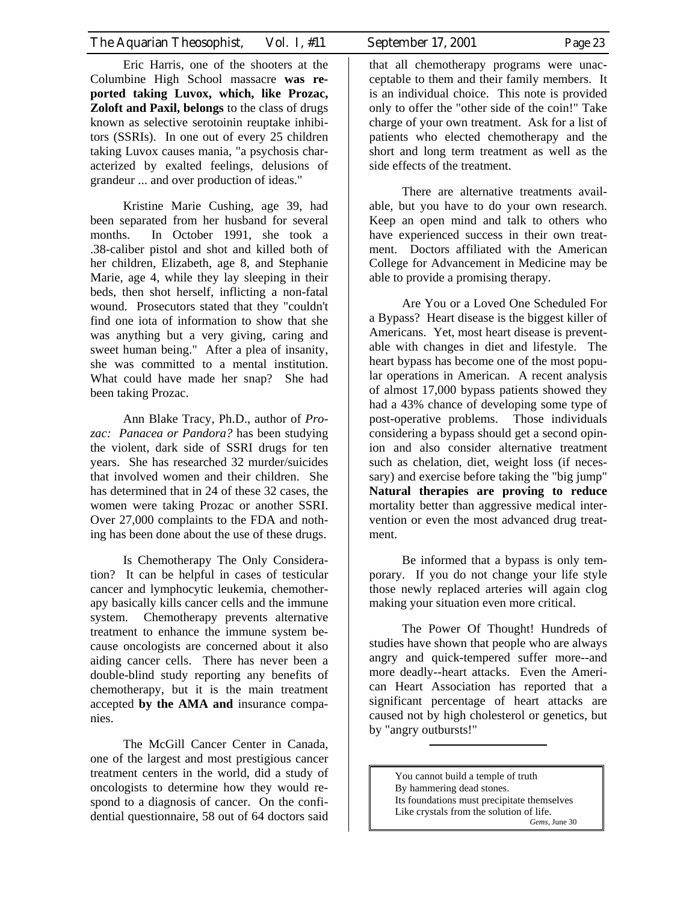Eric Harris, one of the shooters at the Columbine High School massacre **was reported taking Luvox, which, like Prozac, Zoloft and Paxil, belongs** to the class of drugs known as selective serotoinin reuptake inhibitors (SSRIs). In one out of every 25 children taking Luvox causes mania, "a psychosis characterized by exalted feelings, delusions of grandeur ... and over production of ideas."

Kristine Marie Cushing, age 39, had been separated from her husband for several months. In October 1991, she took a .38-caliber pistol and shot and killed both of her children, Elizabeth, age 8, and Stephanie Marie, age 4, while they lay sleeping in their beds, then shot herself, inflicting a non-fatal wound. Prosecutors stated that they "couldn't find one iota of information to show that she was anything but a very giving, caring and sweet human being." After a plea of insanity, she was committed to a mental institution. What could have made her snap? She had been taking Prozac.

Ann Blake Tracy, Ph.D., author of *Prozac: Panacea or Pandora?* has been studying the violent, dark side of SSRI drugs for ten years. She has researched 32 murder/suicides that involved women and their children. She has determined that in 24 of these 32 cases, the women were taking Prozac or another SSRI. Over 27,000 complaints to the FDA and nothing has been done about the use of these drugs.

Is Chemotherapy The Only Consideration? It can be helpful in cases of testicular cancer and lymphocytic leukemia, chemotherapy basically kills cancer cells and the immune system. Chemotherapy prevents alternative treatment to enhance the immune system because oncologists are concerned about it also aiding cancer cells. There has never been a double-blind study reporting any benefits of chemotherapy, but it is the main treatment accepted **by the AMA and** insurance companies.

The McGill Cancer Center in Canada, one of the largest and most prestigious cancer treatment centers in the world, did a study of oncologists to determine how they would respond to a diagnosis of cancer. On the confidential questionnaire, 58 out of 64 doctors said that all chemotherapy programs were unacceptable to them and their family members. It is an individual choice. This note is provided only to offer the "other side of the coin!" Take charge of your own treatment. Ask for a list of patients who elected chemotherapy and the short and long term treatment as well as the side effects of the treatment.

There are alternative treatments available, but you have to do your own research. Keep an open mind and talk to others who have experienced success in their own treatment. Doctors affiliated with the American College for Advancement in Medicine may be able to provide a promising therapy.

Are You or a Loved One Scheduled For a Bypass? Heart disease is the biggest killer of Americans. Yet, most heart disease is preventable with changes in diet and lifestyle. The heart bypass has become one of the most popular operations in American. A recent analysis of almost 17,000 bypass patients showed they had a 43% chance of developing some type of post-operative problems. Those individuals considering a bypass should get a second opinion and also consider alternative treatment such as chelation, diet, weight loss (if necessary) and exercise before taking the "big jump" **Natural therapies are proving to reduce** mortality better than aggressive medical intervention or even the most advanced drug treatment.

Be informed that a bypass is only temporary. If you do not change your life style those newly replaced arteries will again clog making your situation even more critical.

The Power Of Thought! Hundreds of studies have shown that people who are always angry and quick-tempered suffer more--and more deadly--heart attacks. Even the American Heart Association has reported that a significant percentage of heart attacks are caused not by high cholesterol or genetics, but by "angry outbursts!"

---

> You cannot build a temple of truth
> By hammering dead stones.
> Its foundations must precipitate themselves
> Like crystals from the solution of life.
>
> *Gems*, June 30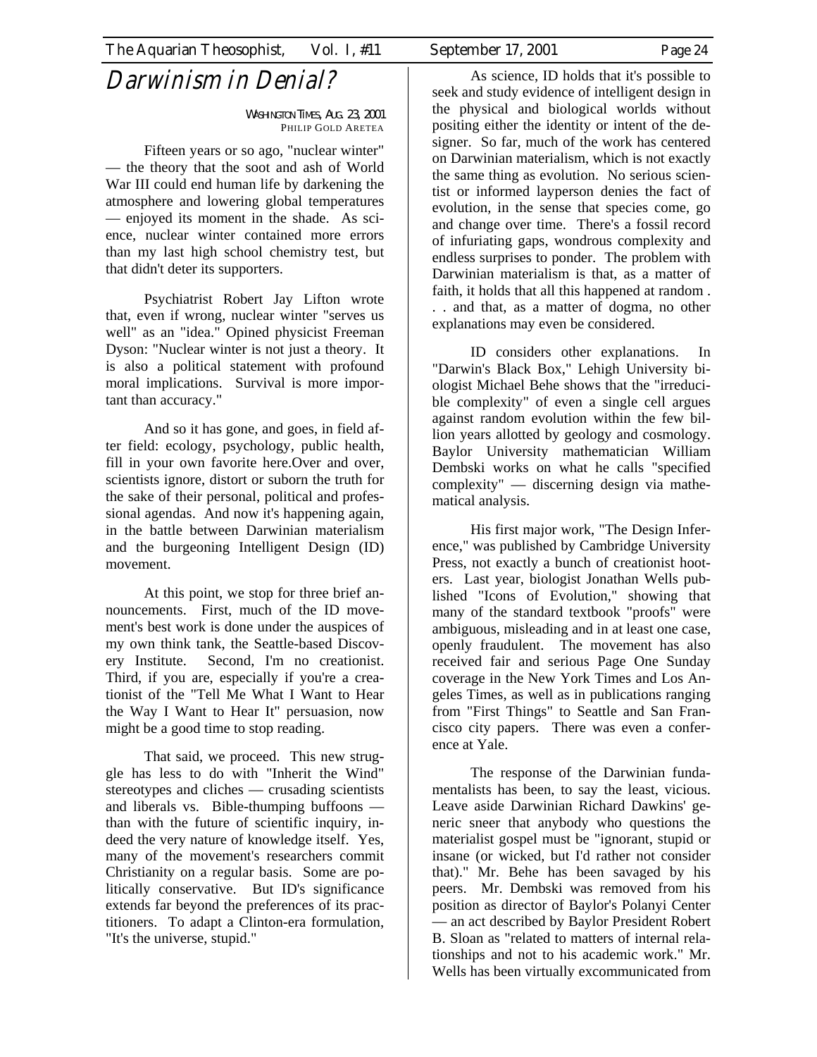# Darwinism in Denial?

WASHINGTON TIMES, AUG. 23, 2001
PHILIP GOLD ARETEA

Fifteen years or so ago, "nuclear winter" — the theory that the soot and ash of World War III could end human life by darkening the atmosphere and lowering global temperatures — enjoyed its moment in the shade. As science, nuclear winter contained more errors than my last high school chemistry test, but that didn't deter its supporters.

Psychiatrist Robert Jay Lifton wrote that, even if wrong, nuclear winter "serves us well" as an "idea." Opined physicist Freeman Dyson: "Nuclear winter is not just a theory. It is also a political statement with profound moral implications. Survival is more important than accuracy."

And so it has gone, and goes, in field after field: ecology, psychology, public health, fill in your own favorite here.Over and over, scientists ignore, distort or suborn the truth for the sake of their personal, political and professional agendas. And now it's happening again, in the battle between Darwinian materialism and the burgeoning Intelligent Design (ID) movement.

At this point, we stop for three brief announcements. First, much of the ID movement's best work is done under the auspices of my own think tank, the Seattle-based Discovery Institute. Second, I'm no creationist. Third, if you are, especially if you're a creationist of the "Tell Me What I Want to Hear the Way I Want to Hear It" persuasion, now might be a good time to stop reading.

That said, we proceed. This new struggle has less to do with "Inherit the Wind" stereotypes and cliches — crusading scientists and liberals vs. Bible-thumping buffoons — than with the future of scientific inquiry, indeed the very nature of knowledge itself. Yes, many of the movement's researchers commit Christianity on a regular basis. Some are politically conservative. But ID's significance extends far beyond the preferences of its practitioners. To adapt a Clinton-era formulation, "It's the universe, stupid."

As science, ID holds that it's possible to seek and study evidence of intelligent design in the physical and biological worlds without positing either the identity or intent of the designer. So far, much of the work has centered on Darwinian materialism, which is not exactly the same thing as evolution. No serious scientist or informed layperson denies the fact of evolution, in the sense that species come, go and change over time. There's a fossil record of infuriating gaps, wondrous complexity and endless surprises to ponder. The problem with Darwinian materialism is that, as a matter of faith, it holds that all this happened at random . . . and that, as a matter of dogma, no other explanations may even be considered.

ID considers other explanations. In "Darwin's Black Box," Lehigh University biologist Michael Behe shows that the "irreducible complexity" of even a single cell argues against random evolution within the few billion years allotted by geology and cosmology. Baylor University mathematician William Dembski works on what he calls "specified complexity" — discerning design via mathematical analysis.

His first major work, "The Design Inference," was published by Cambridge University Press, not exactly a bunch of creationist hooters. Last year, biologist Jonathan Wells published "Icons of Evolution," showing that many of the standard textbook "proofs" were ambiguous, misleading and in at least one case, openly fraudulent. The movement has also received fair and serious Page One Sunday coverage in the New York Times and Los Angeles Times, as well as in publications ranging from "First Things" to Seattle and San Francisco city papers. There was even a conference at Yale.

The response of the Darwinian fundamentalists has been, to say the least, vicious. Leave aside Darwinian Richard Dawkins' generic sneer that anybody who questions the materialist gospel must be "ignorant, stupid or insane (or wicked, but I'd rather not consider that)." Mr. Behe has been savaged by his peers. Mr. Dembski was removed from his position as director of Baylor's Polanyi Center — an act described by Baylor President Robert B. Sloan as "related to matters of internal relationships and not to his academic work." Mr. Wells has been virtually excommunicated from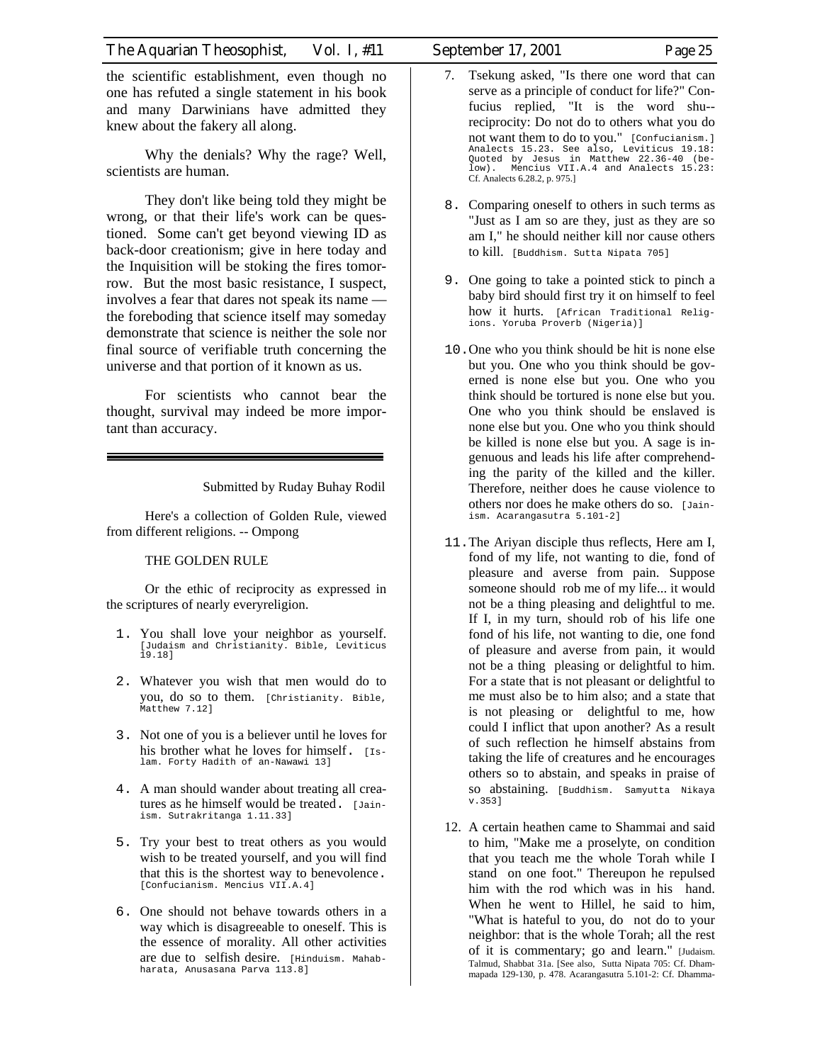the scientific establishment, even though no one has refuted a single statement in his book and many Darwinians have admitted they knew about the fakery all along.

Why the denials? Why the rage? Well, scientists are human.

They don't like being told they might be wrong, or that their life's work can be questioned. Some can't get beyond viewing ID as back-door creationism; give in here today and the Inquisition will be stoking the fires tomorrow. But the most basic resistance, I suspect, involves a fear that dares not speak its name — the foreboding that science itself may someday demonstrate that science is neither the sole nor final source of verifiable truth concerning the universe and that portion of it known as us.

For scientists who cannot bear the thought, survival may indeed be more important than accuracy.

---

Submitted by Ruday Buhay Rodil

Here's a collection of Golden Rule, viewed from different religions. -- Ompong

THE GOLDEN RULE

Or the ethic of reciprocity as expressed in the scriptures of nearly everyreligion.

1. You shall love your neighbor as yourself. [Judaism and Christianity. Bible, Leviticus 19.18]

2. Whatever you wish that men would do to you, do so to them. [Christianity. Bible, Matthew 7.12]

3. Not one of you is a believer until he loves for his brother what he loves for himself. [Islam. Forty Hadith of an-Nawawi 13]

4. A man should wander about treating all creatures as he himself would be treated. [Jainism. Sutrakritanga 1.11.33]

5. Try your best to treat others as you would wish to be treated yourself, and you will find that this is the shortest way to benevolence. [Confucianism. Mencius VII.A.4]

6. One should not behave towards others in a way which is disagreeable to oneself. This is the essence of morality. All other activities are due to selfish desire. [Hinduism. Mahabharata, Anusasana Parva 113.8]

7. Tsekung asked, "Is there one word that can serve as a principle of conduct for life?" Confucius replied, "It is the word shu--reciprocity: Do not do to others what you do not want them to do to you." [Confucianism.] Analects 15.23. See also, Leviticus 19.18: Quoted by Jesus in Matthew 22.36-40 (below). Mencius VII.A.4 and Analects 15.23: Cf. Analects 6.28.2, p. 975.]

8. Comparing oneself to others in such terms as "Just as I am so are they, just as they are so am I," he should neither kill nor cause others to kill. [Buddhism. Sutta Nipata 705]

9. One going to take a pointed stick to pinch a baby bird should first try it on himself to feel how it hurts. [African Traditional Religions. Yoruba Proverb (Nigeria)]

10. One who you think should be hit is none else but you. One who you think should be governed is none else but you. One who you think should be tortured is none else but you. One who you think should be enslaved is none else but you. One who you think should be killed is none else but you. A sage is ingenuous and leads his life after comprehending the parity of the killed and the killer. Therefore, neither does he cause violence to others nor does he make others do so. [Jainism. Acarangasutra 5.101-2]

11. The Ariyan disciple thus reflects, Here am I, fond of my life, not wanting to die, fond of pleasure and averse from pain. Suppose someone should rob me of my life... it would not be a thing pleasing and delightful to me. If I, in my turn, should rob of his life one fond of his life, not wanting to die, one fond of pleasure and averse from pain, it would not be a thing pleasing or delightful to him. For a state that is not pleasant or delightful to me must also be to him also; and a state that is not pleasing or delightful to me, how could I inflict that upon another? As a result of such reflection he himself abstains from taking the life of creatures and he encourages others so to abstain, and speaks in praise of so abstaining. [Buddhism. Samyutta Nikaya v.353]

12. A certain heathen came to Shammai and said to him, "Make me a proselyte, on condition that you teach me the whole Torah while I stand on one foot." Thereupon he repulsed him with the rod which was in his hand. When he went to Hillel, he said to him, "What is hateful to you, do not do to your neighbor: that is the whole Torah; all the rest of it is commentary; go and learn." [Judaism. Talmud, Shabbat 31a. [See also, Sutta Nipata 705: Cf. Dhammapada 129-130, p. 478. Acarangasutra 5.101-2: Cf. Dhamma-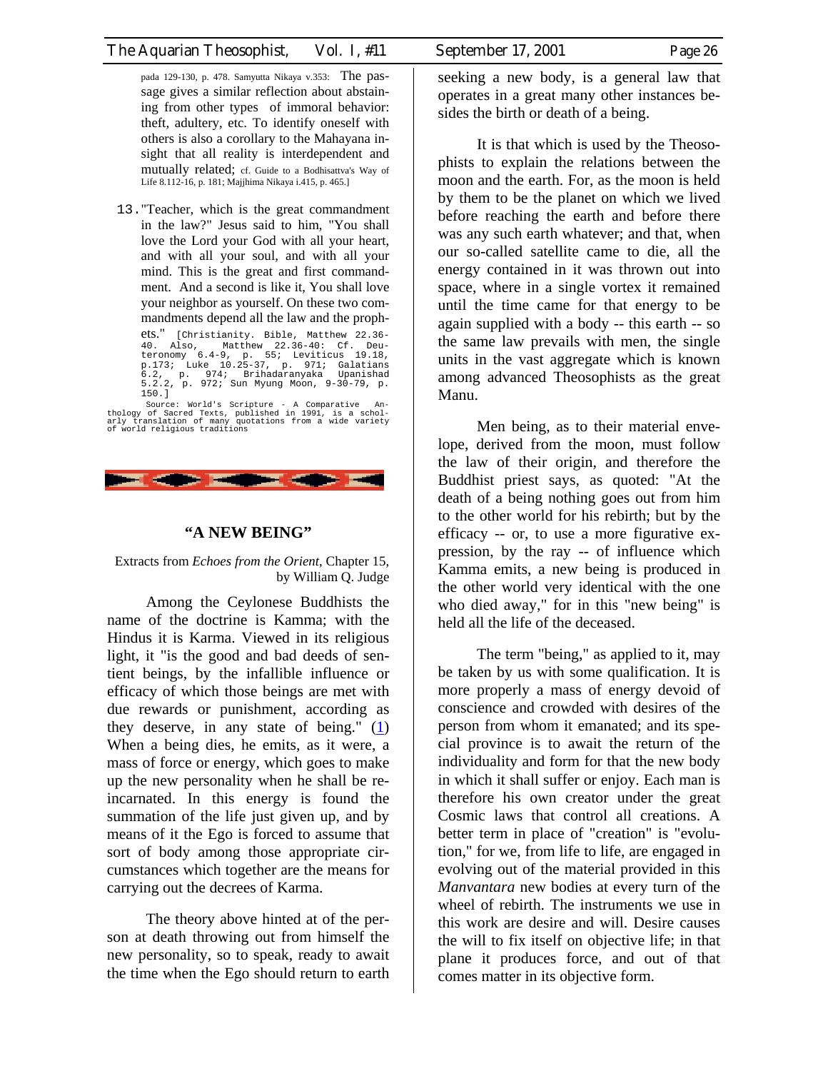pada 129-130, p. 478. Samyutta Nikaya v.353: The passage gives a similar reflection about abstaining from other types of immoral behavior: theft, adultery, etc. To identify oneself with others is also a corollary to the Mahayana insight that all reality is interdependent and mutually related; cf. Guide to a Bodhisattva's Way of Life 8.112-16, p. 181; Majjhima Nikaya i.415, p. 465.]

13. "Teacher, which is the great commandment in the law?" Jesus said to him, "You shall love the Lord your God with all your heart, and with all your soul, and with all your mind. This is the great and first commandment. And a second is like it, You shall love your neighbor as yourself. On these two commandments depend all the law and the prophets." [Christianity. Bible, Matthew 22.36-40. Also, Matthew 22.36-40: Cf. Deuteronomy 6.4-9, p. 55; Leviticus 19.18, p.173; Luke 10.25-37, p. 971; Galatians 6.2, p. 974; Brihadaranyaka Upanishad 5.2.2, p. 972; Sun Myung Moon, 9-30-79, p. 150.]

Source: World's Scripture - A Comparative Anthology of Sacred Texts, published in 1991, is a scholarly translation of many quotations from a wide variety of world religious traditions

## "A NEW BEING"

Extracts from *Echoes from the Orient*, Chapter 15, by William Q. Judge

Among the Ceylonese Buddhists the name of the doctrine is Kamma; with the Hindus it is Karma. Viewed in its religious light, it "is the good and bad deeds of sentient beings, by the infallible influence or efficacy of which those beings are met with due rewards or punishment, according as they deserve, in any state of being." (1) When a being dies, he emits, as it were, a mass of force or energy, which goes to make up the new personality when he shall be reincarnated. In this energy is found the summation of the life just given up, and by means of it the Ego is forced to assume that sort of body among those appropriate circumstances which together are the means for carrying out the decrees of Karma.

The theory above hinted at of the person at death throwing out from himself the new personality, so to speak, ready to await the time when the Ego should return to earth seeking a new body, is a general law that operates in a great many other instances besides the birth or death of a being.

It is that which is used by the Theosophists to explain the relations between the moon and the earth. For, as the moon is held by them to be the planet on which we lived before reaching the earth and before there was any such earth whatever; and that, when our so-called satellite came to die, all the energy contained in it was thrown out into space, where in a single vortex it remained until the time came for that energy to be again supplied with a body -- this earth -- so the same law prevails with men, the single units in the vast aggregate which is known among advanced Theosophists as the great Manu.

Men being, as to their material envelope, derived from the moon, must follow the law of their origin, and therefore the Buddhist priest says, as quoted: "At the death of a being nothing goes out from him to the other world for his rebirth; but by the efficacy -- or, to use a more figurative expression, by the ray -- of influence which Kamma emits, a new being is produced in the other world very identical with the one who died away," for in this "new being" is held all the life of the deceased.

The term "being," as applied to it, may be taken by us with some qualification. It is more properly a mass of energy devoid of conscience and crowded with desires of the person from whom it emanated; and its special province is to await the return of the individuality and form for that the new body in which it shall suffer or enjoy. Each man is therefore his own creator under the great Cosmic laws that control all creations. A better term in place of "creation" is "evolution," for we, from life to life, are engaged in evolving out of the material provided in this *Manvantara* new bodies at every turn of the wheel of rebirth. The instruments we use in this work are desire and will. Desire causes the will to fix itself on objective life; in that plane it produces force, and out of that comes matter in its objective form.